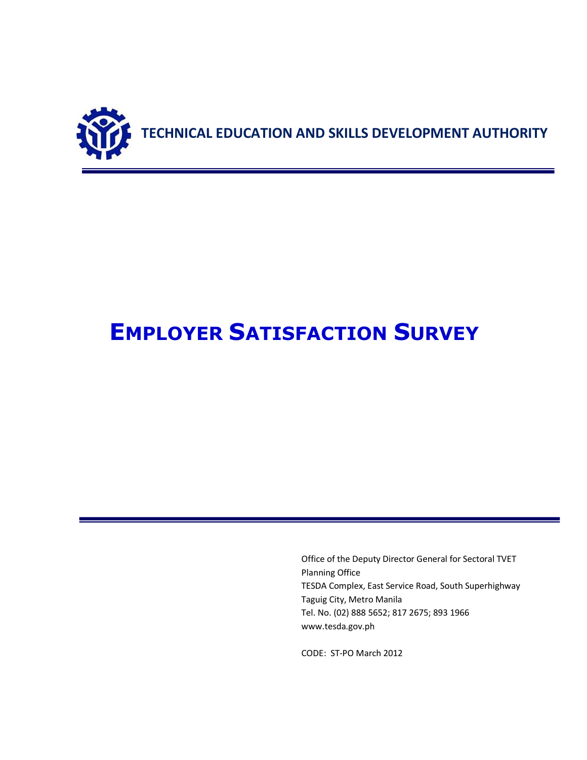**TECHNICAL EDUCATION AND SKILLS DEVELOPMENT AUTHORITY**

# EMPLOYER SATISFACTION SURVEY

Office of the Deputy Director General for Sectoral TVET
Planning Office
TESDA Complex, East Service Road, South Superhighway
Taguig City, Metro Manila
Tel. No. (02) 888 5652; 817 2675; 893 1966
www.tesda.gov.ph

CODE: ST-PO March 2012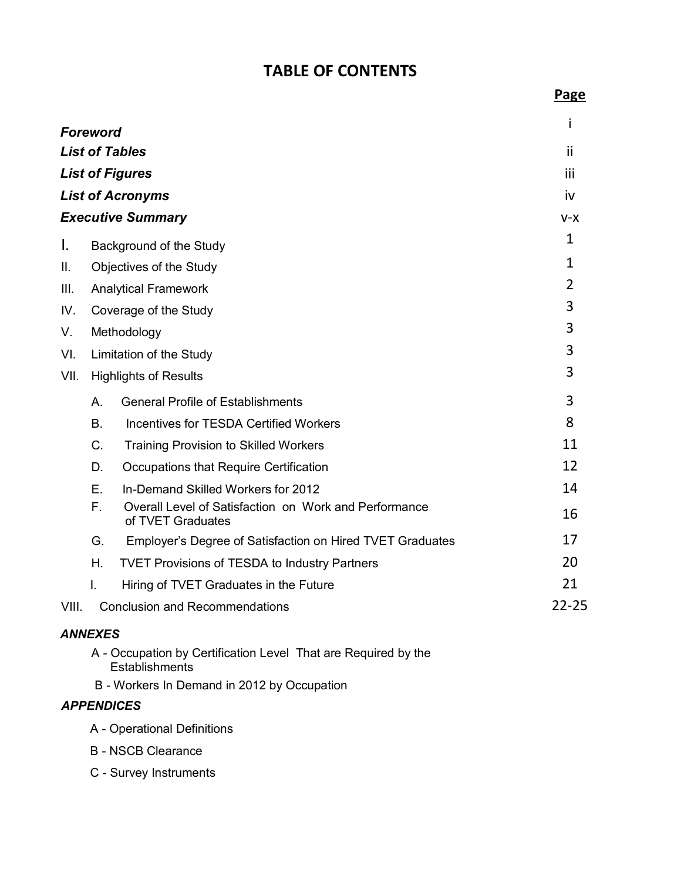# TABLE OF CONTENTS

| | Page |
|---|---|
| ***Foreword*** | i |
| ***List of Tables*** | ii |
| ***List of Figures*** | iii |
| ***List of Acronyms*** | iv |
| ***Executive Summary*** | v-x |
| I. Background of the Study | 1 |
| II. Objectives of the Study | 1 |
| III. Analytical Framework | 2 |
| IV. Coverage of the Study | 3 |
| V. Methodology | 3 |
| VI. Limitation of the Study | 3 |
| VII. Highlights of Results | 3 |
| A. General Profile of Establishments | 3 |
| B. Incentives for TESDA Certified Workers | 8 |
| C. Training Provision to Skilled Workers | 11 |
| D. Occupations that Require Certification | 12 |
| E. In-Demand Skilled Workers for 2012 | 14 |
| F. Overall Level of Satisfaction on Work and Performance of TVET Graduates | 16 |
| G. Employer's Degree of Satisfaction on Hired TVET Graduates | 17 |
| H. TVET Provisions of TESDA to Industry Partners | 20 |
| I. Hiring of TVET Graduates in the Future | 21 |
| VIII. Conclusion and Recommendations | 22-25 |

***ANNEXES***

- A - Occupation by Certification Level That are Required by the Establishments
- B - Workers In Demand in 2012 by Occupation

***APPENDICES***

- A - Operational Definitions
- B - NSCB Clearance
- C - Survey Instruments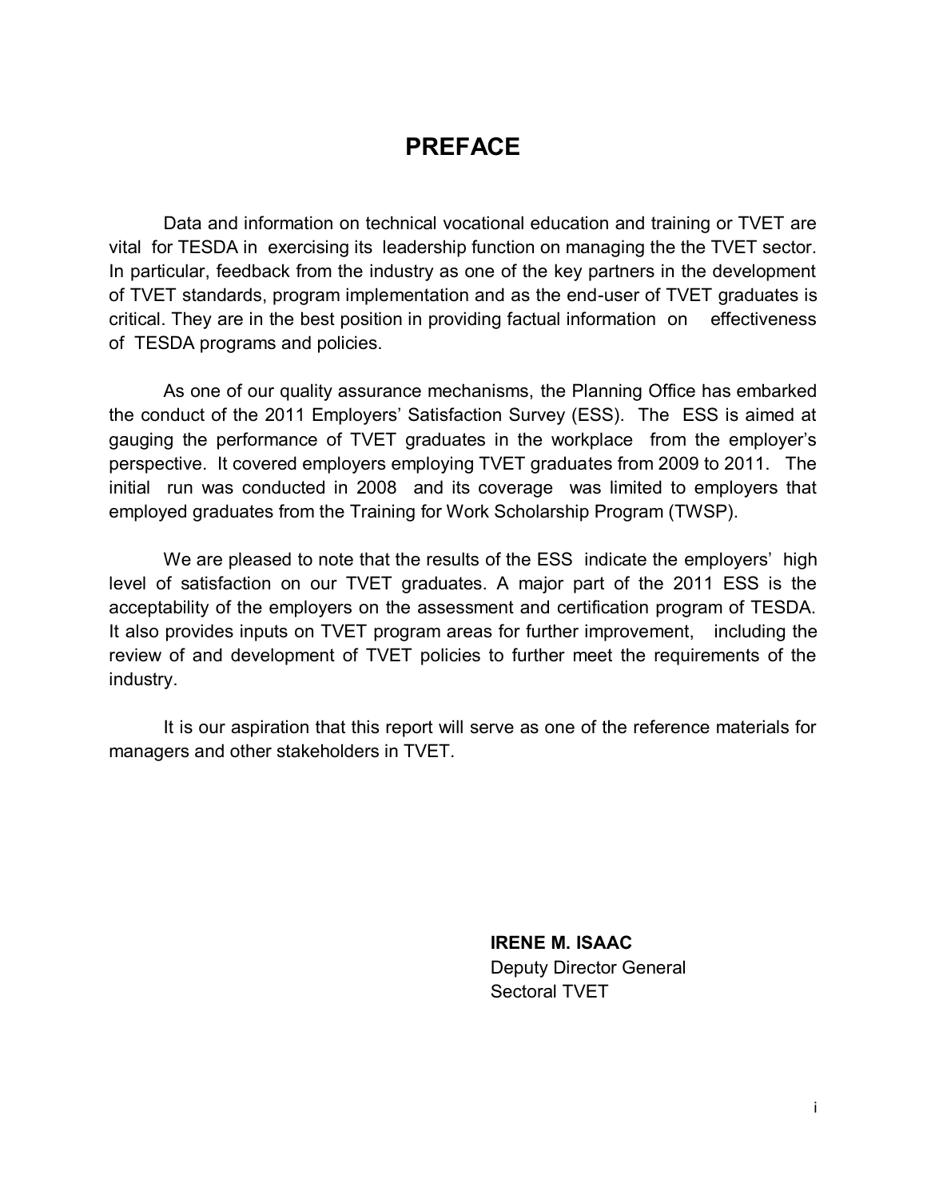# PREFACE

Data and information on technical vocational education and training or TVET are vital for TESDA in exercising its leadership function on managing the the TVET sector. In particular, feedback from the industry as one of the key partners in the development of TVET standards, program implementation and as the end-user of TVET graduates is critical. They are in the best position in providing factual information on effectiveness of TESDA programs and policies.

As one of our quality assurance mechanisms, the Planning Office has embarked the conduct of the 2011 Employers' Satisfaction Survey (ESS). The ESS is aimed at gauging the performance of TVET graduates in the workplace from the employer's perspective. It covered employers employing TVET graduates from 2009 to 2011. The initial run was conducted in 2008 and its coverage was limited to employers that employed graduates from the Training for Work Scholarship Program (TWSP).

We are pleased to note that the results of the ESS indicate the employers' high level of satisfaction on our TVET graduates. A major part of the 2011 ESS is the acceptability of the employers on the assessment and certification program of TESDA. It also provides inputs on TVET program areas for further improvement, including the review of and development of TVET policies to further meet the requirements of the industry.

It is our aspiration that this report will serve as one of the reference materials for managers and other stakeholders in TVET.

**IRENE M. ISAAC**
Deputy Director General
Sectoral TVET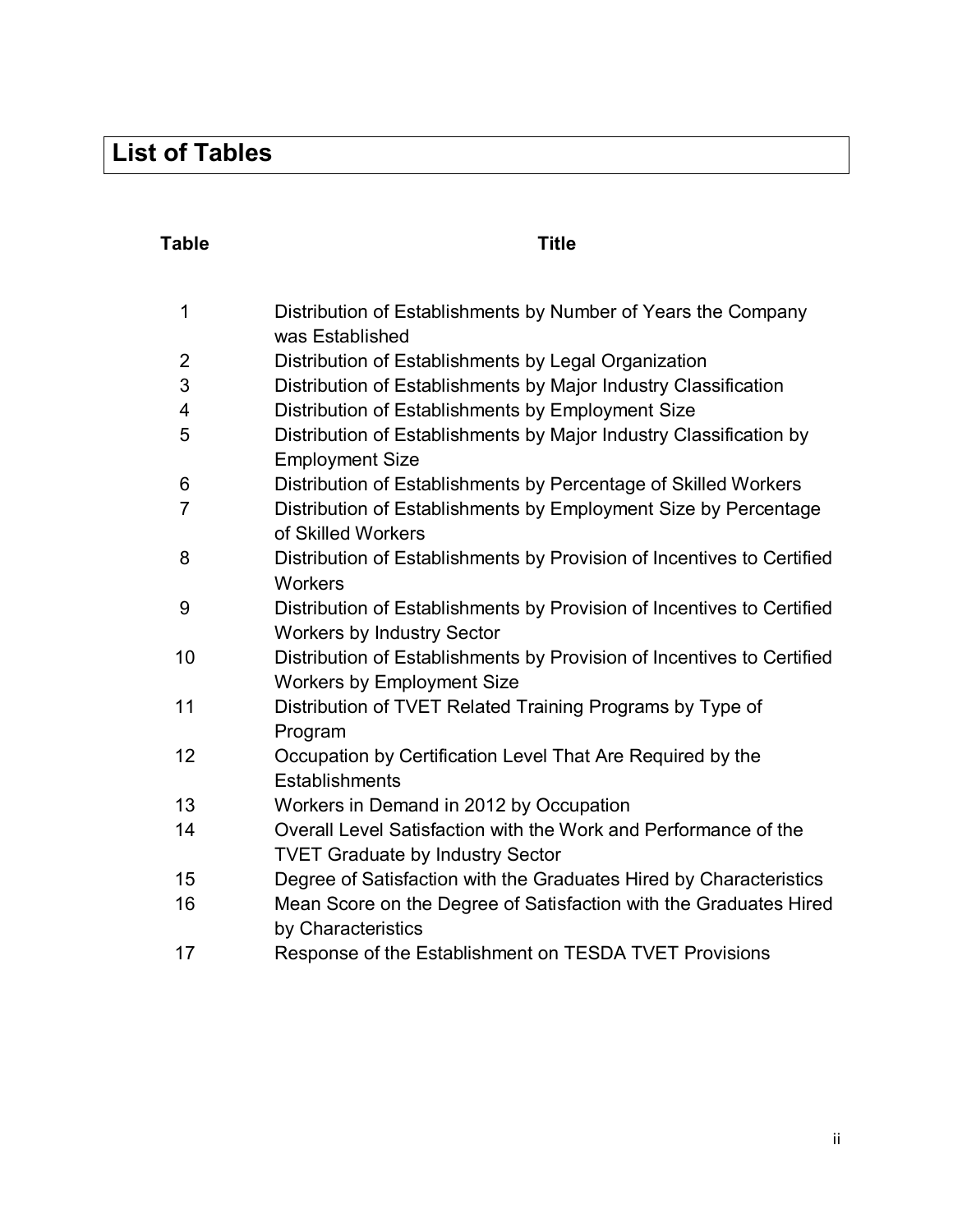# List of Tables

| Table | Title |
|---|---|
| 1 | Distribution of Establishments by Number of Years the Company was Established |
| 2 | Distribution of Establishments by Legal Organization |
| 3 | Distribution of Establishments by Major Industry Classification |
| 4 | Distribution of Establishments by Employment Size |
| 5 | Distribution of Establishments by Major Industry Classification by Employment Size |
| 6 | Distribution of Establishments by Percentage of Skilled Workers |
| 7 | Distribution of Establishments by Employment Size by Percentage of Skilled Workers |
| 8 | Distribution of Establishments by Provision of Incentives to Certified Workers |
| 9 | Distribution of Establishments by Provision of Incentives to Certified Workers by Industry Sector |
| 10 | Distribution of Establishments by Provision of Incentives to Certified Workers by Employment Size |
| 11 | Distribution of TVET Related Training Programs by Type of Program |
| 12 | Occupation by Certification Level That Are Required by the Establishments |
| 13 | Workers in Demand in 2012 by Occupation |
| 14 | Overall Level Satisfaction with the Work and Performance of the TVET Graduate by Industry Sector |
| 15 | Degree of Satisfaction with the Graduates Hired by Characteristics |
| 16 | Mean Score on the Degree of Satisfaction with the Graduates Hired by Characteristics |
| 17 | Response of the Establishment on TESDA TVET Provisions |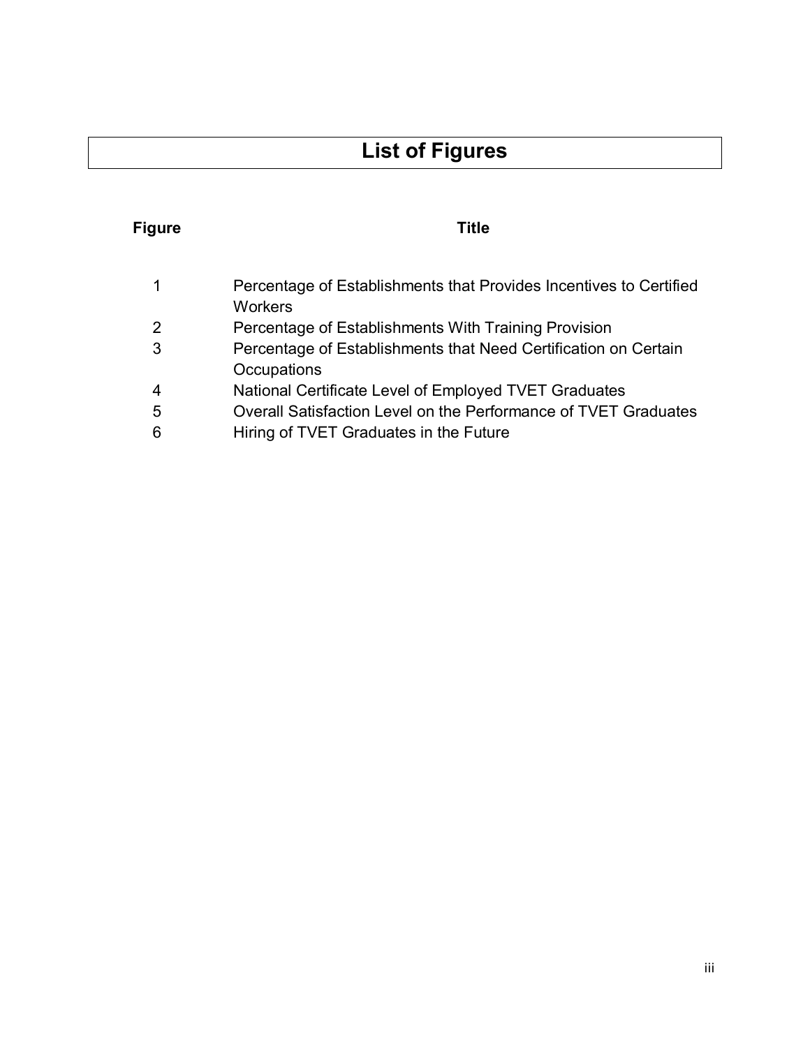# List of Figures

| Figure | Title |
| --- | --- |
| 1 | Percentage of Establishments that Provides Incentives to Certified Workers |
| 2 | Percentage of Establishments With Training Provision |
| 3 | Percentage of Establishments that Need Certification on Certain Occupations |
| 4 | National Certificate Level of Employed TVET Graduates |
| 5 | Overall Satisfaction Level on the Performance of TVET Graduates |
| 6 | Hiring of TVET Graduates in the Future |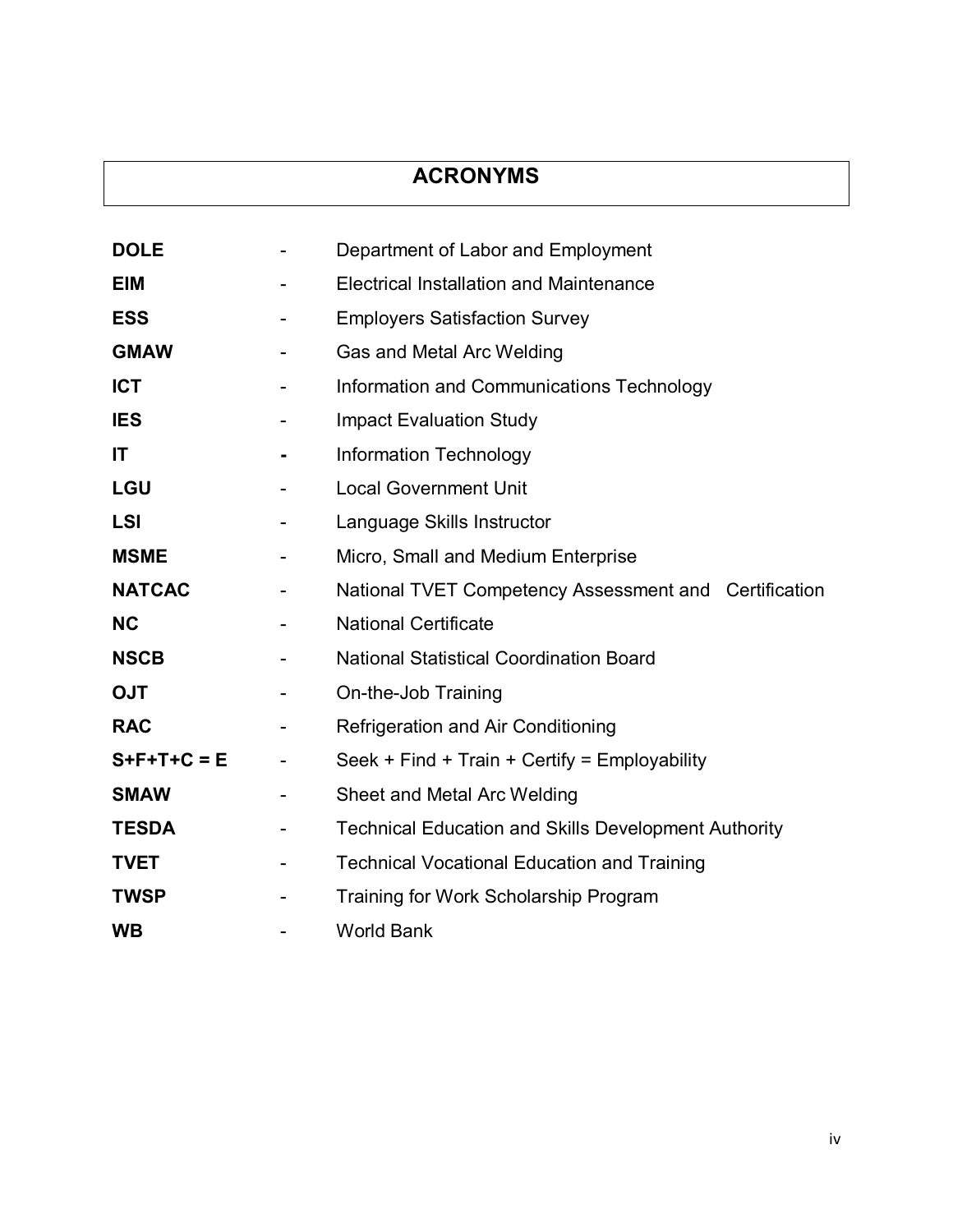# ACRONYMS

| | | |
|---|---|---|
| **DOLE** | - | Department of Labor and Employment |
| **EIM** | - | Electrical Installation and Maintenance |
| **ESS** | - | Employers Satisfaction Survey |
| **GMAW** | - | Gas and Metal Arc Welding |
| **ICT** | - | Information and Communications Technology |
| **IES** | - | Impact Evaluation Study |
| **IT** | - | Information Technology |
| **LGU** | - | Local Government Unit |
| **LSI** | - | Language Skills Instructor |
| **MSME** | - | Micro, Small and Medium Enterprise |
| **NATCAC** | - | National TVET Competency Assessment and Certification |
| **NC** | - | National Certificate |
| **NSCB** | - | National Statistical Coordination Board |
| **OJT** | - | On-the-Job Training |
| **RAC** | - | Refrigeration and Air Conditioning |
| **S+F+T+C = E** | - | Seek + Find + Train + Certify = Employability |
| **SMAW** | - | Sheet and Metal Arc Welding |
| **TESDA** | - | Technical Education and Skills Development Authority |
| **TVET** | - | Technical Vocational Education and Training |
| **TWSP** | - | Training for Work Scholarship Program |
| **WB** | - | World Bank |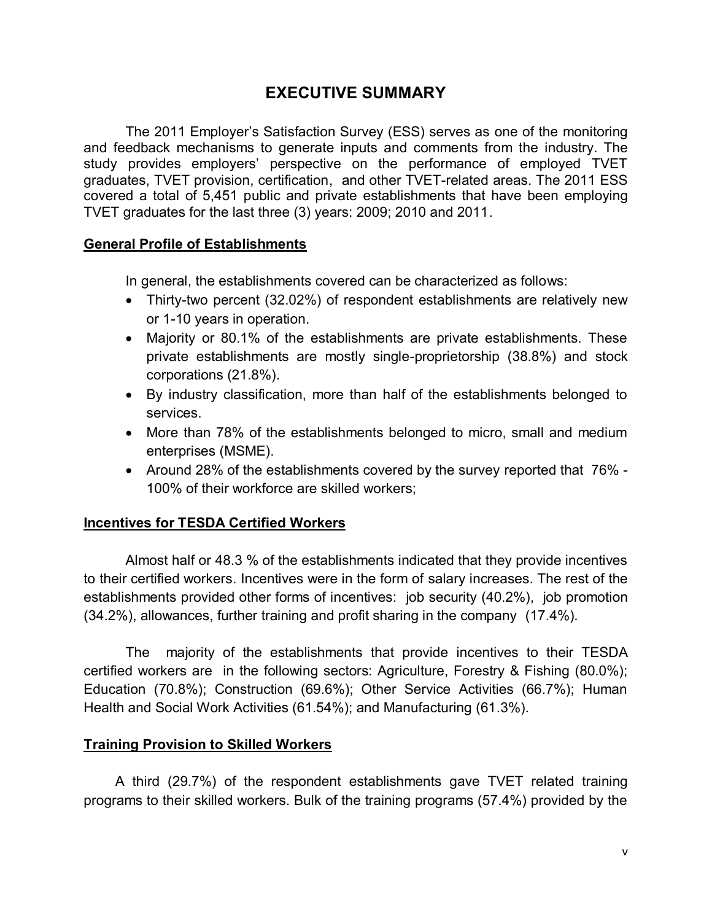# EXECUTIVE SUMMARY

The 2011 Employer's Satisfaction Survey (ESS) serves as one of the monitoring and feedback mechanisms to generate inputs and comments from the industry. The study provides employers' perspective on the performance of employed TVET graduates, TVET provision, certification, and other TVET-related areas. The 2011 ESS covered a total of 5,451 public and private establishments that have been employing TVET graduates for the last three (3) years: 2009; 2010 and 2011.

## General Profile of Establishments

In general, the establishments covered can be characterized as follows:

- Thirty-two percent (32.02%) of respondent establishments are relatively new or 1-10 years in operation.
- Majority or 80.1% of the establishments are private establishments. These private establishments are mostly single-proprietorship (38.8%) and stock corporations (21.8%).
- By industry classification, more than half of the establishments belonged to services.
- More than 78% of the establishments belonged to micro, small and medium enterprises (MSME).
- Around 28% of the establishments covered by the survey reported that 76% - 100% of their workforce are skilled workers;

## Incentives for TESDA Certified Workers

Almost half or 48.3 % of the establishments indicated that they provide incentives to their certified workers. Incentives were in the form of salary increases. The rest of the establishments provided other forms of incentives: job security (40.2%), job promotion (34.2%), allowances, further training and profit sharing in the company (17.4%).

The majority of the establishments that provide incentives to their TESDA certified workers are in the following sectors: Agriculture, Forestry & Fishing (80.0%); Education (70.8%); Construction (69.6%); Other Service Activities (66.7%); Human Health and Social Work Activities (61.54%); and Manufacturing (61.3%).

## Training Provision to Skilled Workers

A third (29.7%) of the respondent establishments gave TVET related training programs to their skilled workers. Bulk of the training programs (57.4%) provided by the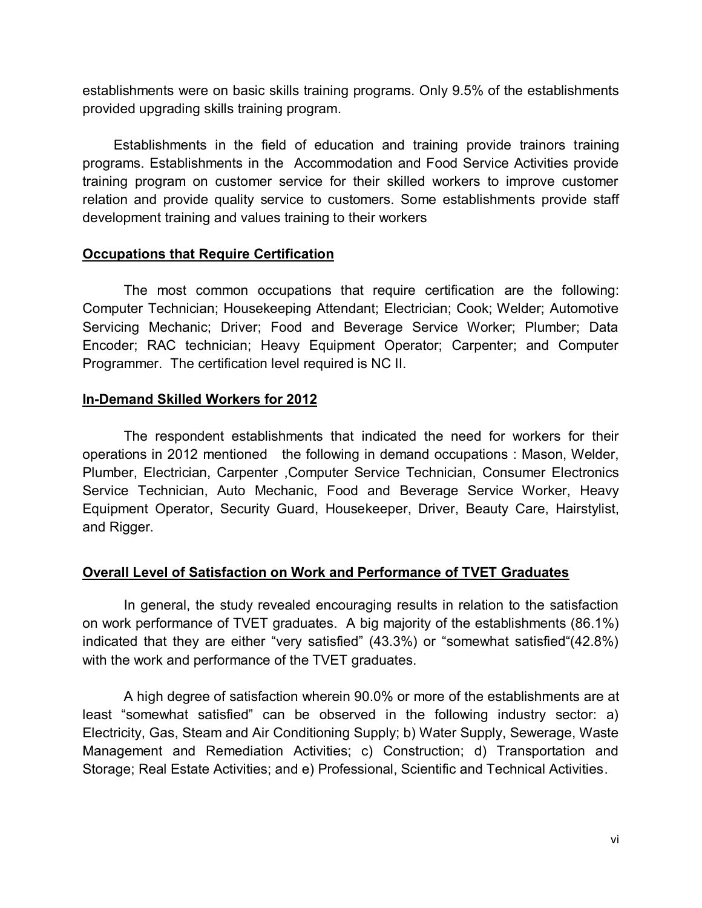establishments were on basic skills training programs. Only 9.5% of the establishments provided upgrading skills training program.

Establishments in the field of education and training provide trainors training programs. Establishments in the Accommodation and Food Service Activities provide training program on customer service for their skilled workers to improve customer relation and provide quality service to customers. Some establishments provide staff development training and values training to their workers

## Occupations that Require Certification

The most common occupations that require certification are the following: Computer Technician; Housekeeping Attendant; Electrician; Cook; Welder; Automotive Servicing Mechanic; Driver; Food and Beverage Service Worker; Plumber; Data Encoder; RAC technician; Heavy Equipment Operator; Carpenter; and Computer Programmer. The certification level required is NC II.

## In-Demand Skilled Workers for 2012

The respondent establishments that indicated the need for workers for their operations in 2012 mentioned the following in demand occupations : Mason, Welder, Plumber, Electrician, Carpenter ,Computer Service Technician, Consumer Electronics Service Technician, Auto Mechanic, Food and Beverage Service Worker, Heavy Equipment Operator, Security Guard, Housekeeper, Driver, Beauty Care, Hairstylist, and Rigger.

## Overall Level of Satisfaction on Work and Performance of TVET Graduates

In general, the study revealed encouraging results in relation to the satisfaction on work performance of TVET graduates. A big majority of the establishments (86.1%) indicated that they are either "very satisfied" (43.3%) or "somewhat satisfied"(42.8%) with the work and performance of the TVET graduates.

A high degree of satisfaction wherein 90.0% or more of the establishments are at least "somewhat satisfied" can be observed in the following industry sector: a) Electricity, Gas, Steam and Air Conditioning Supply; b) Water Supply, Sewerage, Waste Management and Remediation Activities; c) Construction; d) Transportation and Storage; Real Estate Activities; and e) Professional, Scientific and Technical Activities.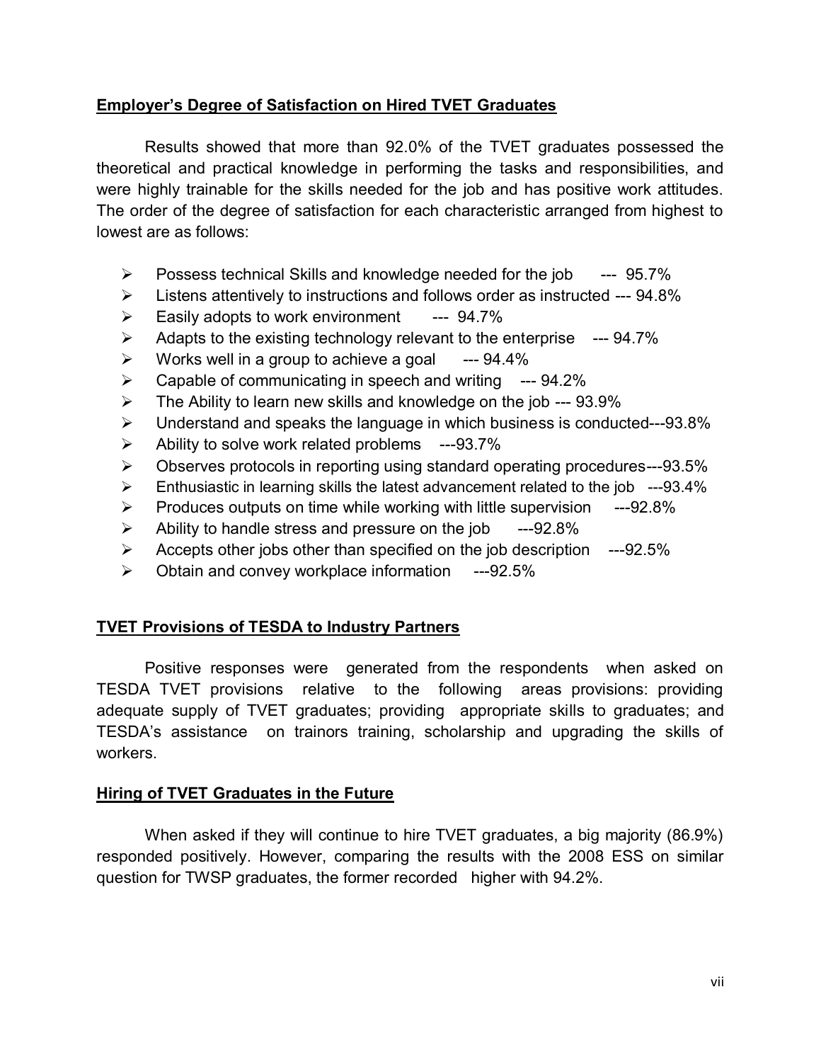## Employer's Degree of Satisfaction on Hired TVET Graduates

Results showed that more than 92.0% of the TVET graduates possessed the theoretical and practical knowledge in performing the tasks and responsibilities, and were highly trainable for the skills needed for the job and has positive work attitudes. The order of the degree of satisfaction for each characteristic arranged from highest to lowest are as follows:

- Possess technical Skills and knowledge needed for the job --- 95.7%
- Listens attentively to instructions and follows order as instructed --- 94.8%
- Easily adopts to work environment --- 94.7%
- Adapts to the existing technology relevant to the enterprise --- 94.7%
- Works well in a group to achieve a goal --- 94.4%
- Capable of communicating in speech and writing --- 94.2%
- The Ability to learn new skills and knowledge on the job --- 93.9%
- Understand and speaks the language in which business is conducted---93.8%
- Ability to solve work related problems ---93.7%
- Observes protocols in reporting using standard operating procedures---93.5%
- Enthusiastic in learning skills the latest advancement related to the job ---93.4%
- Produces outputs on time while working with little supervision ---92.8%
- Ability to handle stress and pressure on the job ---92.8%
- Accepts other jobs other than specified on the job description ---92.5%
- Obtain and convey workplace information ---92.5%

## TVET Provisions of TESDA to Industry Partners

Positive responses were generated from the respondents when asked on TESDA TVET provisions relative to the following areas provisions: providing adequate supply of TVET graduates; providing appropriate skills to graduates; and TESDA's assistance on trainors training, scholarship and upgrading the skills of workers.

## Hiring of TVET Graduates in the Future

When asked if they will continue to hire TVET graduates, a big majority (86.9%) responded positively. However, comparing the results with the 2008 ESS on similar question for TWSP graduates, the former recorded higher with 94.2%.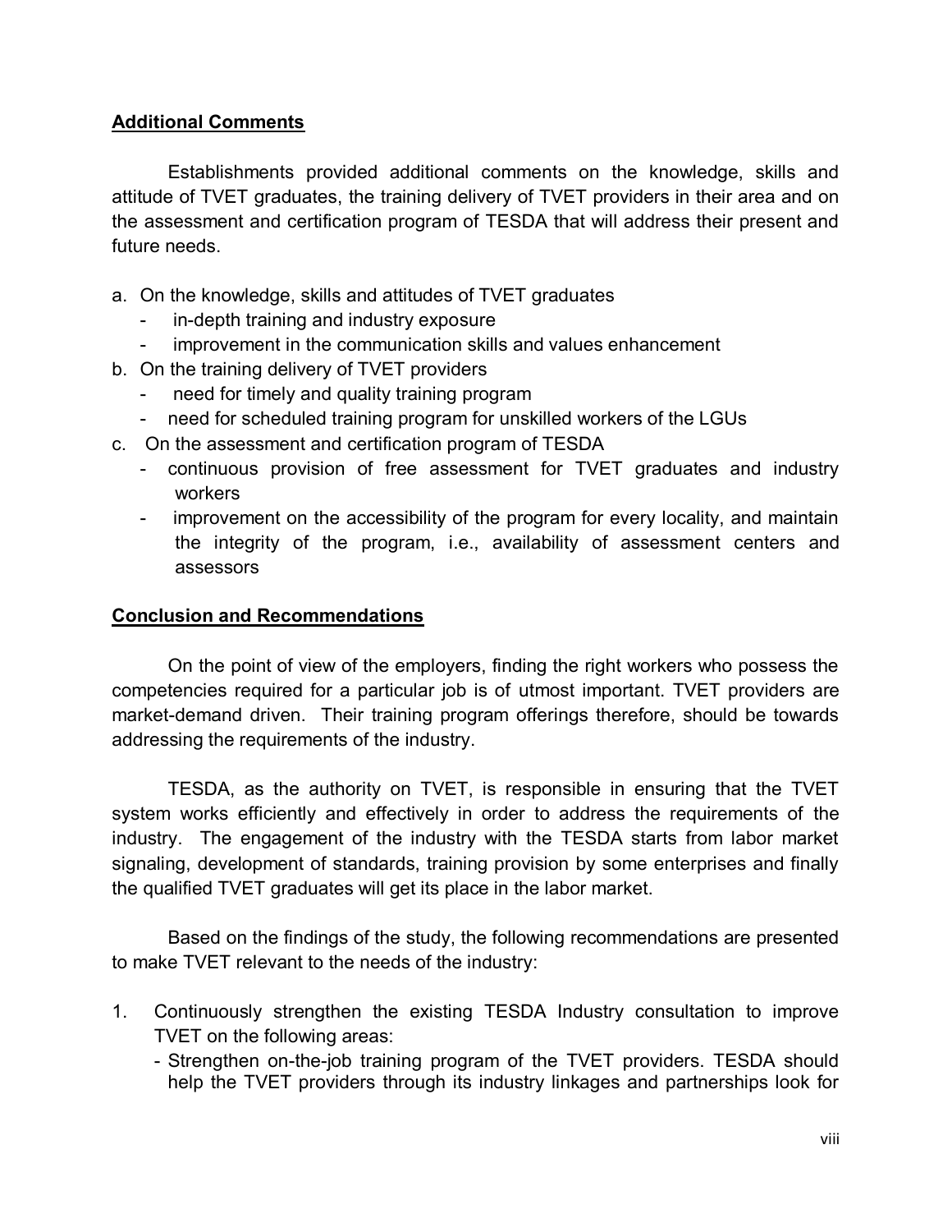**Additional Comments**

Establishments provided additional comments on the knowledge, skills and attitude of TVET graduates, the training delivery of TVET providers in their area and on the assessment and certification program of TESDA that will address their present and future needs.

a. On the knowledge, skills and attitudes of TVET graduates
   - in-depth training and industry exposure
   - improvement in the communication skills and values enhancement
b. On the training delivery of TVET providers
   - need for timely and quality training program
   - need for scheduled training program for unskilled workers of the LGUs
c. On the assessment and certification program of TESDA
   - continuous provision of free assessment for TVET graduates and industry workers
   - improvement on the accessibility of the program for every locality, and maintain the integrity of the program, i.e., availability of assessment centers and assessors

**Conclusion and Recommendations**

On the point of view of the employers, finding the right workers who possess the competencies required for a particular job is of utmost important. TVET providers are market-demand driven. Their training program offerings therefore, should be towards addressing the requirements of the industry.

TESDA, as the authority on TVET, is responsible in ensuring that the TVET system works efficiently and effectively in order to address the requirements of the industry. The engagement of the industry with the TESDA starts from labor market signaling, development of standards, training provision by some enterprises and finally the qualified TVET graduates will get its place in the labor market.

Based on the findings of the study, the following recommendations are presented to make TVET relevant to the needs of the industry:

1. Continuously strengthen the existing TESDA Industry consultation to improve TVET on the following areas:
   - Strengthen on-the-job training program of the TVET providers. TESDA should help the TVET providers through its industry linkages and partnerships look for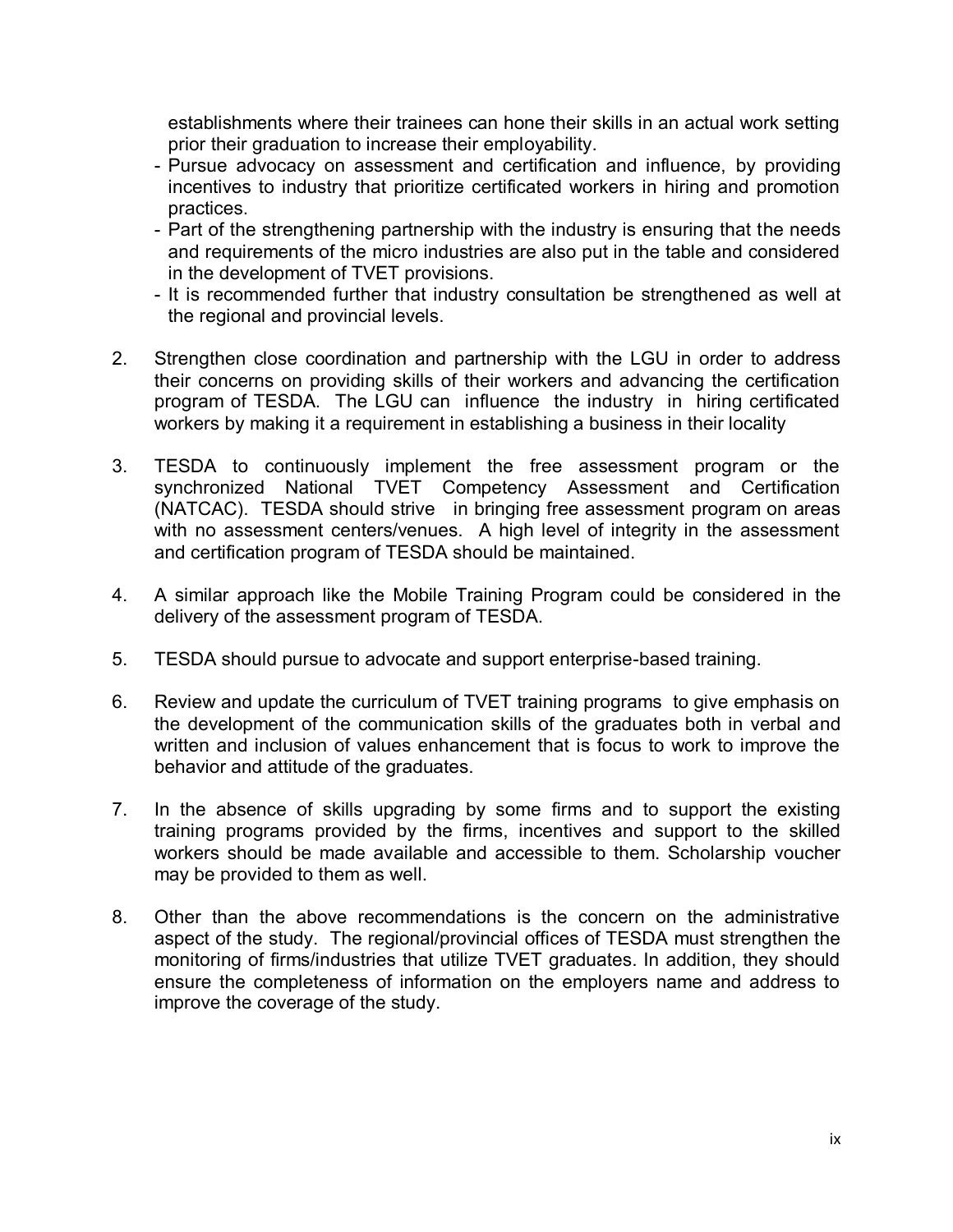establishments where their trainees can hone their skills in an actual work setting prior their graduation to increase their employability.
- Pursue advocacy on assessment and certification and influence, by providing incentives to industry that prioritize certificated workers in hiring and promotion practices.
- Part of the strengthening partnership with the industry is ensuring that the needs and requirements of the micro industries are also put in the table and considered in the development of TVET provisions.
- It is recommended further that industry consultation be strengthened as well at the regional and provincial levels.

2. Strengthen close coordination and partnership with the LGU in order to address their concerns on providing skills of their workers and advancing the certification program of TESDA. The LGU can influence the industry in hiring certificated workers by making it a requirement in establishing a business in their locality

3. TESDA to continuously implement the free assessment program or the synchronized National TVET Competency Assessment and Certification (NATCAC). TESDA should strive in bringing free assessment program on areas with no assessment centers/venues. A high level of integrity in the assessment and certification program of TESDA should be maintained.

4. A similar approach like the Mobile Training Program could be considered in the delivery of the assessment program of TESDA.

5. TESDA should pursue to advocate and support enterprise-based training.

6. Review and update the curriculum of TVET training programs to give emphasis on the development of the communication skills of the graduates both in verbal and written and inclusion of values enhancement that is focus to work to improve the behavior and attitude of the graduates.

7. In the absence of skills upgrading by some firms and to support the existing training programs provided by the firms, incentives and support to the skilled workers should be made available and accessible to them. Scholarship voucher may be provided to them as well.

8. Other than the above recommendations is the concern on the administrative aspect of the study. The regional/provincial offices of TESDA must strengthen the monitoring of firms/industries that utilize TVET graduates. In addition, they should ensure the completeness of information on the employers name and address to improve the coverage of the study.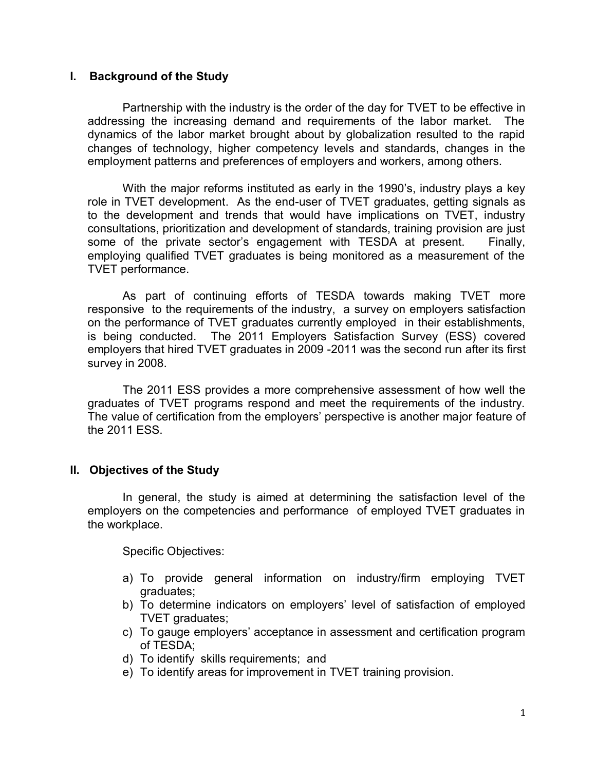## I. Background of the Study

Partnership with the industry is the order of the day for TVET to be effective in addressing the increasing demand and requirements of the labor market. The dynamics of the labor market brought about by globalization resulted to the rapid changes of technology, higher competency levels and standards, changes in the employment patterns and preferences of employers and workers, among others.

With the major reforms instituted as early in the 1990's, industry plays a key role in TVET development. As the end-user of TVET graduates, getting signals as to the development and trends that would have implications on TVET, industry consultations, prioritization and development of standards, training provision are just some of the private sector's engagement with TESDA at present. Finally, employing qualified TVET graduates is being monitored as a measurement of the TVET performance.

As part of continuing efforts of TESDA towards making TVET more responsive to the requirements of the industry, a survey on employers satisfaction on the performance of TVET graduates currently employed in their establishments, is being conducted. The 2011 Employers Satisfaction Survey (ESS) covered employers that hired TVET graduates in 2009 -2011 was the second run after its first survey in 2008.

The 2011 ESS provides a more comprehensive assessment of how well the graduates of TVET programs respond and meet the requirements of the industry. The value of certification from the employers' perspective is another major feature of the 2011 ESS.

## II. Objectives of the Study

In general, the study is aimed at determining the satisfaction level of the employers on the competencies and performance of employed TVET graduates in the workplace.

Specific Objectives:

a) To provide general information on industry/firm employing TVET graduates;
b) To determine indicators on employers' level of satisfaction of employed TVET graduates;
c) To gauge employers' acceptance in assessment and certification program of TESDA;
d) To identify skills requirements; and
e) To identify areas for improvement in TVET training provision.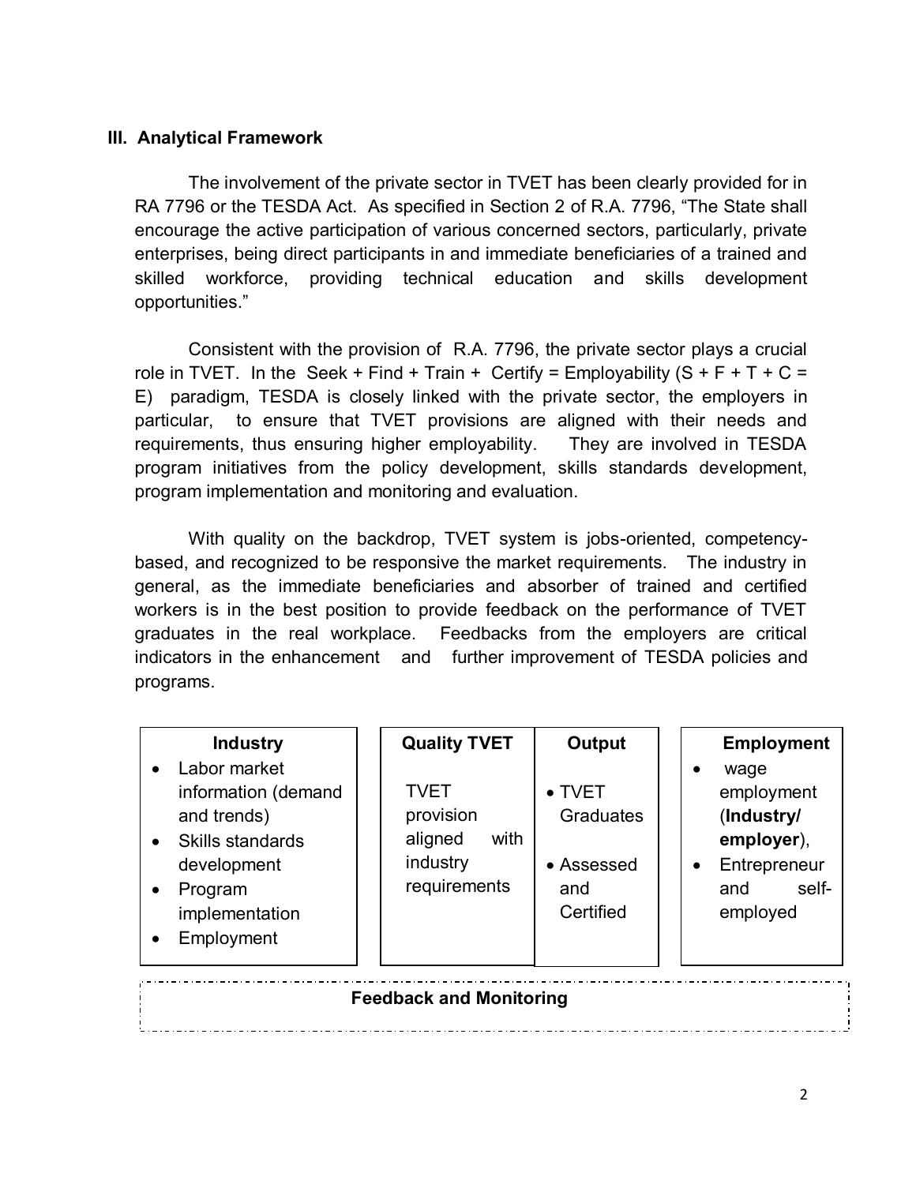### III. Analytical Framework

The involvement of the private sector in TVET has been clearly provided for in RA 7796 or the TESDA Act. As specified in Section 2 of R.A. 7796, "The State shall encourage the active participation of various concerned sectors, particularly, private enterprises, being direct participants in and immediate beneficiaries of a trained and skilled workforce, providing technical education and skills development opportunities."

Consistent with the provision of R.A. 7796, the private sector plays a crucial role in TVET. In the Seek + Find + Train + Certify = Employability (S + F + T + C = E) paradigm, TESDA is closely linked with the private sector, the employers in particular, to ensure that TVET provisions are aligned with their needs and requirements, thus ensuring higher employability. They are involved in TESDA program initiatives from the policy development, skills standards development, program implementation and monitoring and evaluation.

With quality on the backdrop, TVET system is jobs-oriented, competency-based, and recognized to be responsive the market requirements. The industry in general, as the immediate beneficiaries and absorber of trained and certified workers is in the best position to provide feedback on the performance of TVET graduates in the real workplace. Feedbacks from the employers are critical indicators in the enhancement and further improvement of TESDA policies and programs.

| Industry | Quality TVET | Output | Employment |
|---|---|---|---|
| • Labor market information (demand and trends)<br>• Skills standards development<br>• Program implementation<br>• Employment | TVET provision aligned with industry requirements | • TVET Graduates<br>• Assessed and Certified | • wage employment (**Industry/ employer**),<br>• Entrepreneur and self-employed |

**Feedback and Monitoring**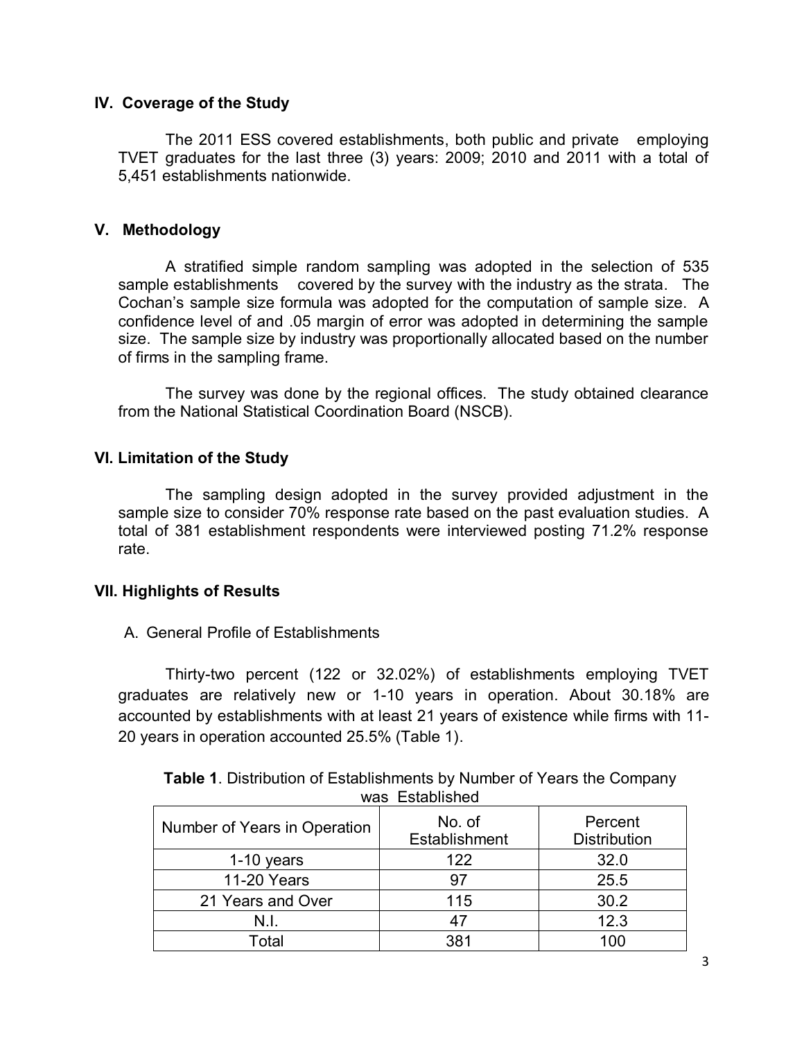## IV. Coverage of the Study

The 2011 ESS covered establishments, both public and private employing TVET graduates for the last three (3) years: 2009; 2010 and 2011 with a total of 5,451 establishments nationwide.

## V. Methodology

A stratified simple random sampling was adopted in the selection of 535 sample establishments covered by the survey with the industry as the strata. The Cochan's sample size formula was adopted for the computation of sample size. A confidence level of and .05 margin of error was adopted in determining the sample size. The sample size by industry was proportionally allocated based on the number of firms in the sampling frame.

The survey was done by the regional offices. The study obtained clearance from the National Statistical Coordination Board (NSCB).

## VI. Limitation of the Study

The sampling design adopted in the survey provided adjustment in the sample size to consider 70% response rate based on the past evaluation studies. A total of 381 establishment respondents were interviewed posting 71.2% response rate.

## VII. Highlights of Results

### A. General Profile of Establishments

Thirty-two percent (122 or 32.02%) of establishments employing TVET graduates are relatively new or 1-10 years in operation. About 30.18% are accounted by establishments with at least 21 years of existence while firms with 11-20 years in operation accounted 25.5% (Table 1).

**Table 1**. Distribution of Establishments by Number of Years the Company was Established

| Number of Years in Operation | No. of Establishment | Percent Distribution |
|---|---|---|
| 1-10 years | 122 | 32.0 |
| 11-20 Years | 97 | 25.5 |
| 21 Years and Over | 115 | 30.2 |
| N.I. | 47 | 12.3 |
| Total | 381 | 100 |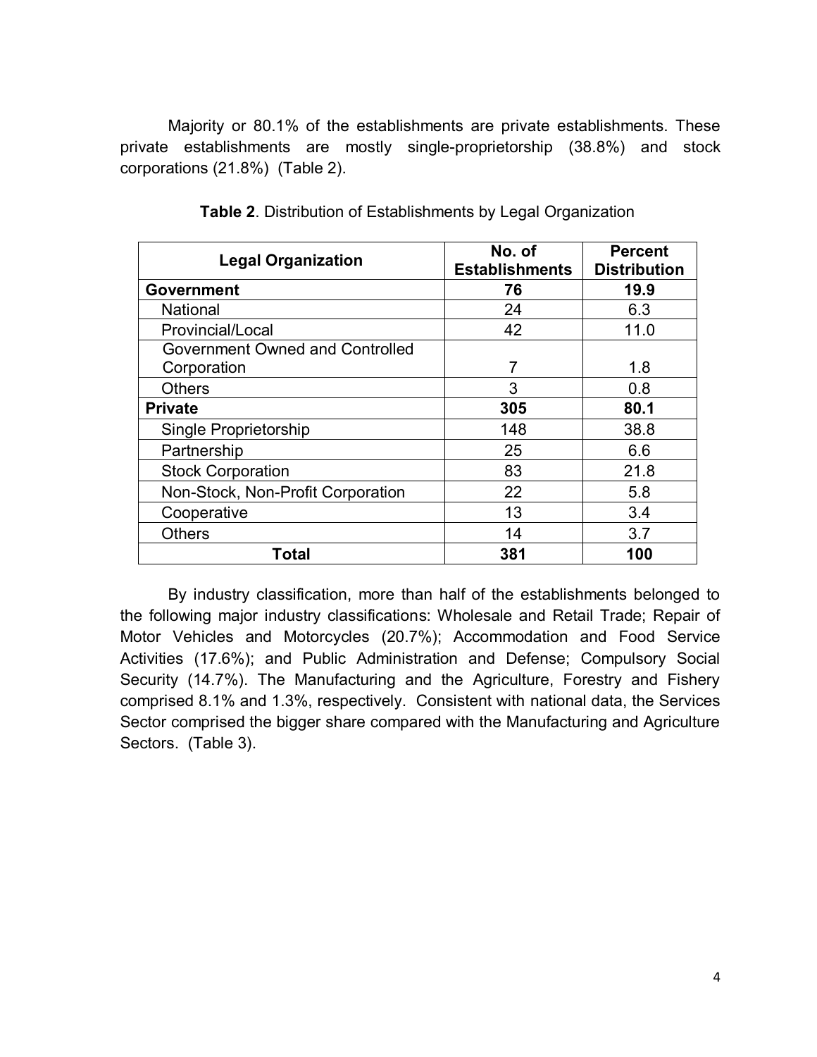Majority or 80.1% of the establishments are private establishments. These private establishments are mostly single-proprietorship (38.8%) and stock corporations (21.8%) (Table 2).

**Table 2**. Distribution of Establishments by Legal Organization

| Legal Organization | No. of Establishments | Percent Distribution |
|---|---|---|
| **Government** | **76** | **19.9** |
| National | 24 | 6.3 |
| Provincial/Local | 42 | 11.0 |
| Government Owned and Controlled Corporation | 7 | 1.8 |
| Others | 3 | 0.8 |
| **Private** | **305** | **80.1** |
| Single Proprietorship | 148 | 38.8 |
| Partnership | 25 | 6.6 |
| Stock Corporation | 83 | 21.8 |
| Non-Stock, Non-Profit Corporation | 22 | 5.8 |
| Cooperative | 13 | 3.4 |
| Others | 14 | 3.7 |
| **Total** | **381** | **100** |

By industry classification, more than half of the establishments belonged to the following major industry classifications: Wholesale and Retail Trade; Repair of Motor Vehicles and Motorcycles (20.7%); Accommodation and Food Service Activities (17.6%); and Public Administration and Defense; Compulsory Social Security (14.7%). The Manufacturing and the Agriculture, Forestry and Fishery comprised 8.1% and 1.3%, respectively. Consistent with national data, the Services Sector comprised the bigger share compared with the Manufacturing and Agriculture Sectors. (Table 3).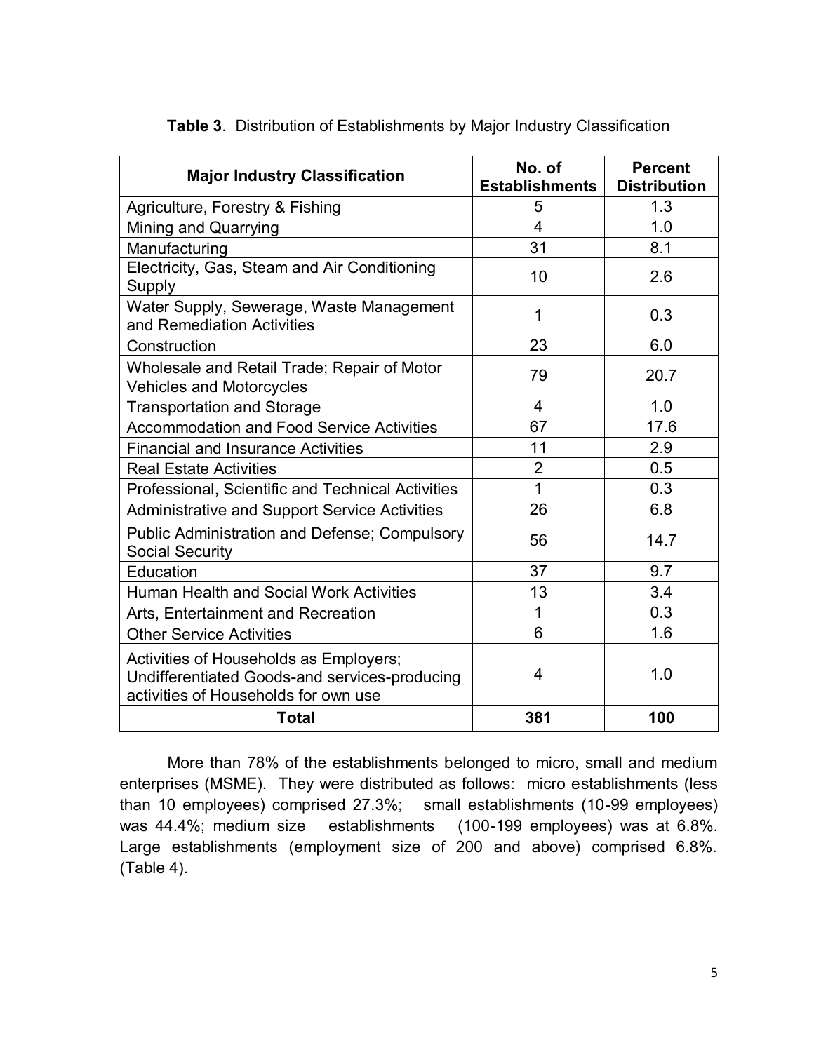**Table 3**. Distribution of Establishments by Major Industry Classification

| Major Industry Classification | No. of Establishments | Percent Distribution |
|---|---|---|
| Agriculture, Forestry & Fishing | 5 | 1.3 |
| Mining and Quarrying | 4 | 1.0 |
| Manufacturing | 31 | 8.1 |
| Electricity, Gas, Steam and Air Conditioning Supply | 10 | 2.6 |
| Water Supply, Sewerage, Waste Management and Remediation Activities | 1 | 0.3 |
| Construction | 23 | 6.0 |
| Wholesale and Retail Trade; Repair of Motor Vehicles and Motorcycles | 79 | 20.7 |
| Transportation and Storage | 4 | 1.0 |
| Accommodation and Food Service Activities | 67 | 17.6 |
| Financial and Insurance Activities | 11 | 2.9 |
| Real Estate Activities | 2 | 0.5 |
| Professional, Scientific and Technical Activities | 1 | 0.3 |
| Administrative and Support Service Activities | 26 | 6.8 |
| Public Administration and Defense; Compulsory Social Security | 56 | 14.7 |
| Education | 37 | 9.7 |
| Human Health and Social Work Activities | 13 | 3.4 |
| Arts, Entertainment and Recreation | 1 | 0.3 |
| Other Service Activities | 6 | 1.6 |
| Activities of Households as Employers; Undifferentiated Goods-and services-producing activities of Households for own use | 4 | 1.0 |
| **Total** | **381** | **100** |

More than 78% of the establishments belonged to micro, small and medium enterprises (MSME). They were distributed as follows: micro establishments (less than 10 employees) comprised 27.3%; small establishments (10-99 employees) was 44.4%; medium size establishments (100-199 employees) was at 6.8%. Large establishments (employment size of 200 and above) comprised 6.8%. (Table 4).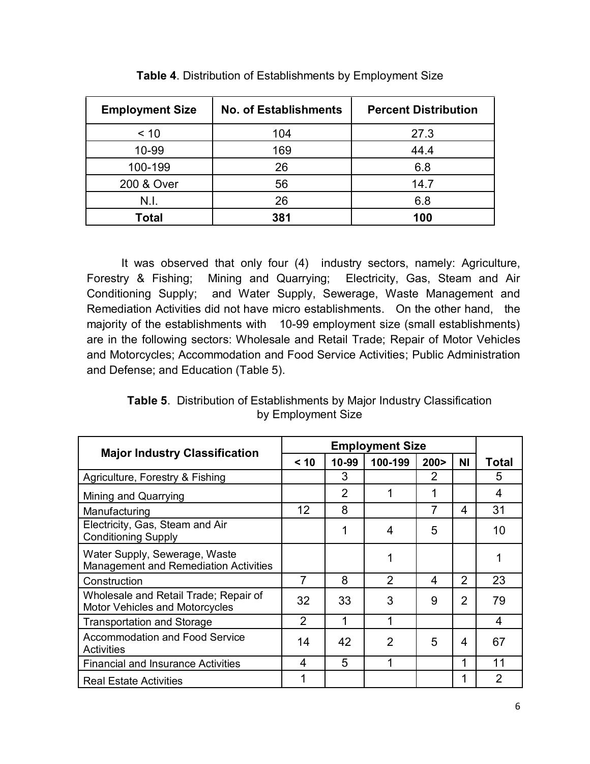**Table 4**. Distribution of Establishments by Employment Size

| Employment Size | No. of Establishments | Percent Distribution |
|---|---|---|
| < 10 | 104 | 27.3 |
| 10-99 | 169 | 44.4 |
| 100-199 | 26 | 6.8 |
| 200 & Over | 56 | 14.7 |
| N.I. | 26 | 6.8 |
| **Total** | **381** | **100** |

It was observed that only four (4) industry sectors, namely: Agriculture, Forestry & Fishing; Mining and Quarrying; Electricity, Gas, Steam and Air Conditioning Supply; and Water Supply, Sewerage, Waste Management and Remediation Activities did not have micro establishments. On the other hand, the majority of the establishments with 10-99 employment size (small establishments) are in the following sectors: Wholesale and Retail Trade; Repair of Motor Vehicles and Motorcycles; Accommodation and Food Service Activities; Public Administration and Defense; and Education (Table 5).

**Table 5**. Distribution of Establishments by Major Industry Classification by Employment Size

| Major Industry Classification | Employment Size | | | | | Total |
|---|---|---|---|---|---|---|
| | < 10 | 10-99 | 100-199 | 200> | NI | |
| Agriculture, Forestry & Fishing | | 3 | | 2 | | 5 |
| Mining and Quarrying | | 2 | 1 | 1 | | 4 |
| Manufacturing | 12 | 8 | | 7 | 4 | 31 |
| Electricity, Gas, Steam and Air Conditioning Supply | | 1 | 4 | 5 | | 10 |
| Water Supply, Sewerage, Waste Management and Remediation Activities | | | 1 | | | 1 |
| Construction | 7 | 8 | 2 | 4 | 2 | 23 |
| Wholesale and Retail Trade; Repair of Motor Vehicles and Motorcycles | 32 | 33 | 3 | 9 | 2 | 79 |
| Transportation and Storage | 2 | 1 | 1 | | | 4 |
| Accommodation and Food Service Activities | 14 | 42 | 2 | 5 | 4 | 67 |
| Financial and Insurance Activities | 4 | 5 | 1 | | 1 | 11 |
| Real Estate Activities | 1 | | | | 1 | 2 |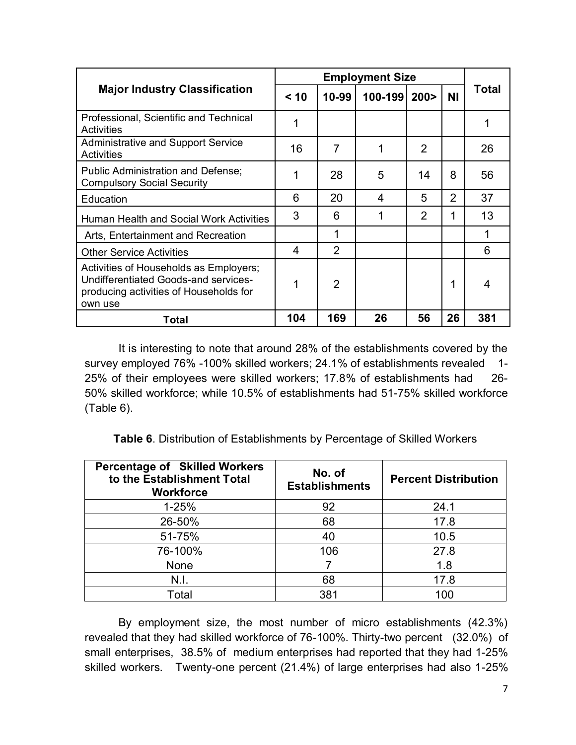| Major Industry Classification | Employment Size | | | | | Total |
|---|---|---|---|---|---|---|
| | < 10 | 10-99 | 100-199 | 200> | NI | |
| Professional, Scientific and Technical Activities | 1 | | | | | 1 |
| Administrative and Support Service Activities | 16 | 7 | 1 | 2 | | 26 |
| Public Administration and Defense; Compulsory Social Security | 1 | 28 | 5 | 14 | 8 | 56 |
| Education | 6 | 20 | 4 | 5 | 2 | 37 |
| Human Health and Social Work Activities | 3 | 6 | 1 | 2 | 1 | 13 |
| Arts, Entertainment and Recreation | | 1 | | | | 1 |
| Other Service Activities | 4 | 2 | | | | 6 |
| Activities of Households as Employers; Undifferentiated Goods-and services-producing activities of Households for own use | 1 | 2 | | | 1 | 4 |
| **Total** | **104** | **169** | **26** | **56** | **26** | **381** |

It is interesting to note that around 28% of the establishments covered by the survey employed 76% -100% skilled workers; 24.1% of establishments revealed 1-25% of their employees were skilled workers; 17.8% of establishments had 26-50% skilled workforce; while 10.5% of establishments had 51-75% skilled workforce (Table 6).

**Table 6**. Distribution of Establishments by Percentage of Skilled Workers

| Percentage of Skilled Workers to the Establishment Total Workforce | No. of Establishments | Percent Distribution |
|---|---|---|
| 1-25% | 92 | 24.1 |
| 26-50% | 68 | 17.8 |
| 51-75% | 40 | 10.5 |
| 76-100% | 106 | 27.8 |
| None | 7 | 1.8 |
| N.I. | 68 | 17.8 |
| Total | 381 | 100 |

By employment size, the most number of micro establishments (42.3%) revealed that they had skilled workforce of 76-100%. Thirty-two percent (32.0%) of small enterprises, 38.5% of medium enterprises had reported that they had 1-25% skilled workers. Twenty-one percent (21.4%) of large enterprises had also 1-25%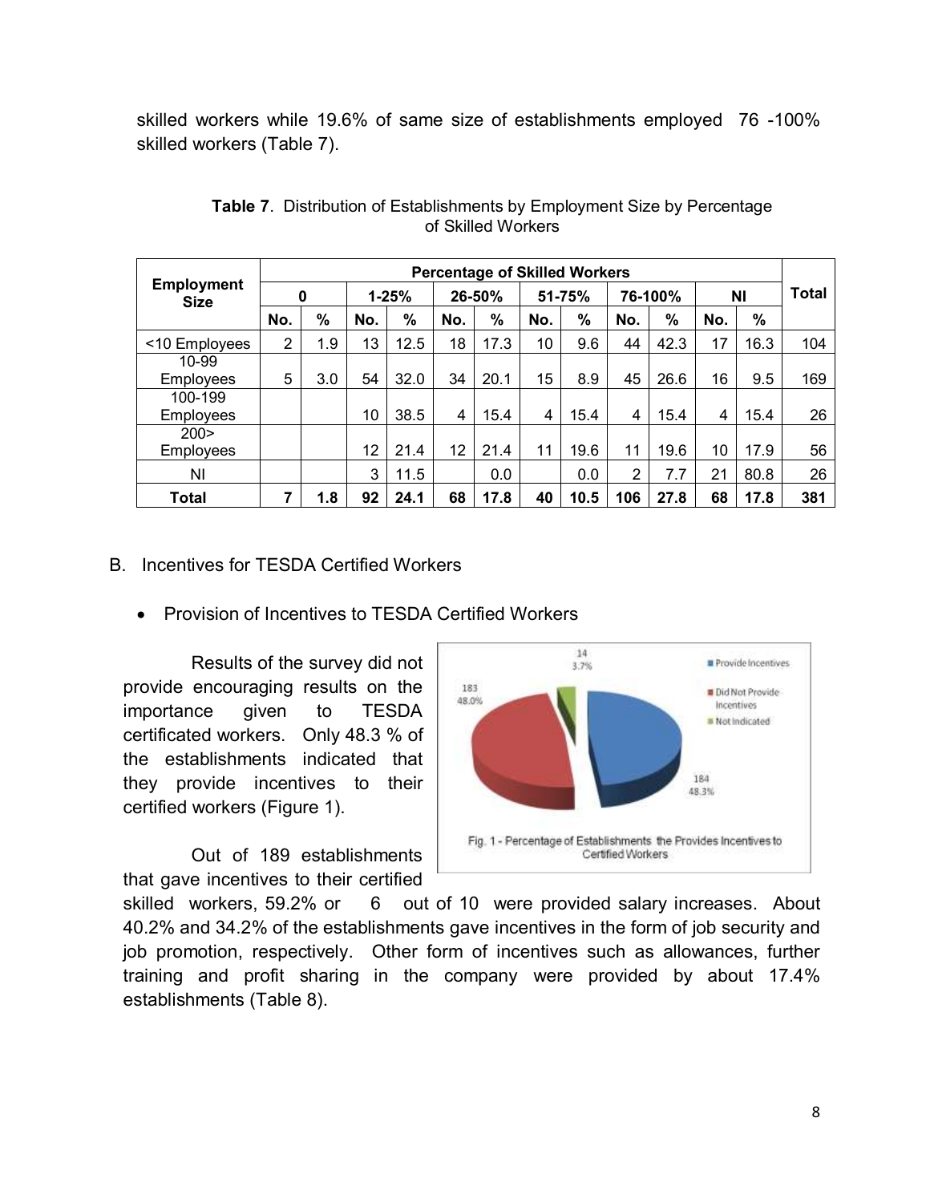skilled workers while 19.6% of same size of establishments employed 76 -100% skilled workers (Table 7).

**Table 7**. Distribution of Establishments by Employment Size by Percentage of Skilled Workers

| Employment Size | Percentage of Skilled Workers | | | | | | | | | | | | Total |
|---|---|---|---|---|---|---|---|---|---|---|---|---|---|
| | 0 | | 1-25% | | 26-50% | | 51-75% | | 76-100% | | NI | | |
| | No. | % | No. | % | No. | % | No. | % | No. | % | No. | % | |
| <10 Employees | 2 | 1.9 | 13 | 12.5 | 18 | 17.3 | 10 | 9.6 | 44 | 42.3 | 17 | 16.3 | 104 |
| 10-99 Employees | 5 | 3.0 | 54 | 32.0 | 34 | 20.1 | 15 | 8.9 | 45 | 26.6 | 16 | 9.5 | 169 |
| 100-199 Employees | | | 10 | 38.5 | 4 | 15.4 | 4 | 15.4 | 4 | 15.4 | 4 | 15.4 | 26 |
| 200> Employees | | | 12 | 21.4 | 12 | 21.4 | 11 | 19.6 | 11 | 19.6 | 10 | 17.9 | 56 |
| NI | | | 3 | 11.5 | | 0.0 | | 0.0 | 2 | 7.7 | 21 | 80.8 | 26 |
| **Total** | **7** | **1.8** | **92** | **24.1** | **68** | **17.8** | **40** | **10.5** | **106** | **27.8** | **68** | **17.8** | **381** |

B. Incentives for TESDA Certified Workers

- Provision of Incentives to TESDA Certified Workers

Results of the survey did not provide encouraging results on the importance given to TESDA certificated workers. Only 48.3 % of the establishments indicated that they provide incentives to their certified workers (Figure 1).

Fig. 1 - Percentage of Establishments the Provides Incentives to Certified Workers

Out of 189 establishments that gave incentives to their certified skilled workers, 59.2% or 6 out of 10 were provided salary increases. About 40.2% and 34.2% of the establishments gave incentives in the form of job security and job promotion, respectively. Other form of incentives such as allowances, further training and profit sharing in the company were provided by about 17.4% establishments (Table 8).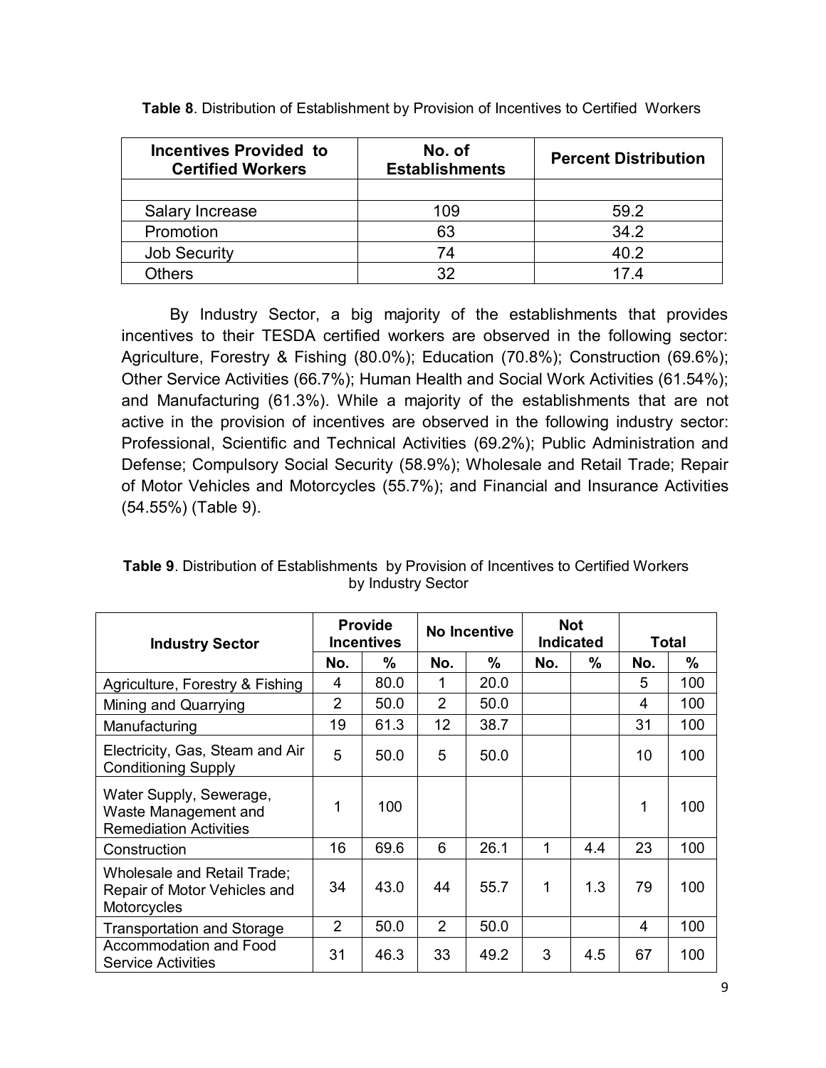**Table 8**. Distribution of Establishment by Provision of Incentives to Certified Workers

| Incentives Provided to Certified Workers | No. of Establishments | Percent Distribution |
|---|---|---|
| | | |
| Salary Increase | 109 | 59.2 |
| Promotion | 63 | 34.2 |
| Job Security | 74 | 40.2 |
| Others | 32 | 17.4 |

By Industry Sector, a big majority of the establishments that provides incentives to their TESDA certified workers are observed in the following sector: Agriculture, Forestry & Fishing (80.0%); Education (70.8%); Construction (69.6%); Other Service Activities (66.7%); Human Health and Social Work Activities (61.54%); and Manufacturing (61.3%). While a majority of the establishments that are not active in the provision of incentives are observed in the following industry sector: Professional, Scientific and Technical Activities (69.2%); Public Administration and Defense; Compulsory Social Security (58.9%); Wholesale and Retail Trade; Repair of Motor Vehicles and Motorcycles (55.7%); and Financial and Insurance Activities (54.55%) (Table 9).

**Table 9**. Distribution of Establishments by Provision of Incentives to Certified Workers by Industry Sector

| Industry Sector | Provide Incentives | | No Incentive | | Not Indicated | | Total | |
|---|---|---|---|---|---|---|---|---|
| | No. | % | No. | % | No. | % | No. | % |
| Agriculture, Forestry & Fishing | 4 | 80.0 | 1 | 20.0 | | | 5 | 100 |
| Mining and Quarrying | 2 | 50.0 | 2 | 50.0 | | | 4 | 100 |
| Manufacturing | 19 | 61.3 | 12 | 38.7 | | | 31 | 100 |
| Electricity, Gas, Steam and Air Conditioning Supply | 5 | 50.0 | 5 | 50.0 | | | 10 | 100 |
| Water Supply, Sewerage, Waste Management and Remediation Activities | 1 | 100 | | | | | 1 | 100 |
| Construction | 16 | 69.6 | 6 | 26.1 | 1 | 4.4 | 23 | 100 |
| Wholesale and Retail Trade; Repair of Motor Vehicles and Motorcycles | 34 | 43.0 | 44 | 55.7 | 1 | 1.3 | 79 | 100 |
| Transportation and Storage | 2 | 50.0 | 2 | 50.0 | | | 4 | 100 |
| Accommodation and Food Service Activities | 31 | 46.3 | 33 | 49.2 | 3 | 4.5 | 67 | 100 |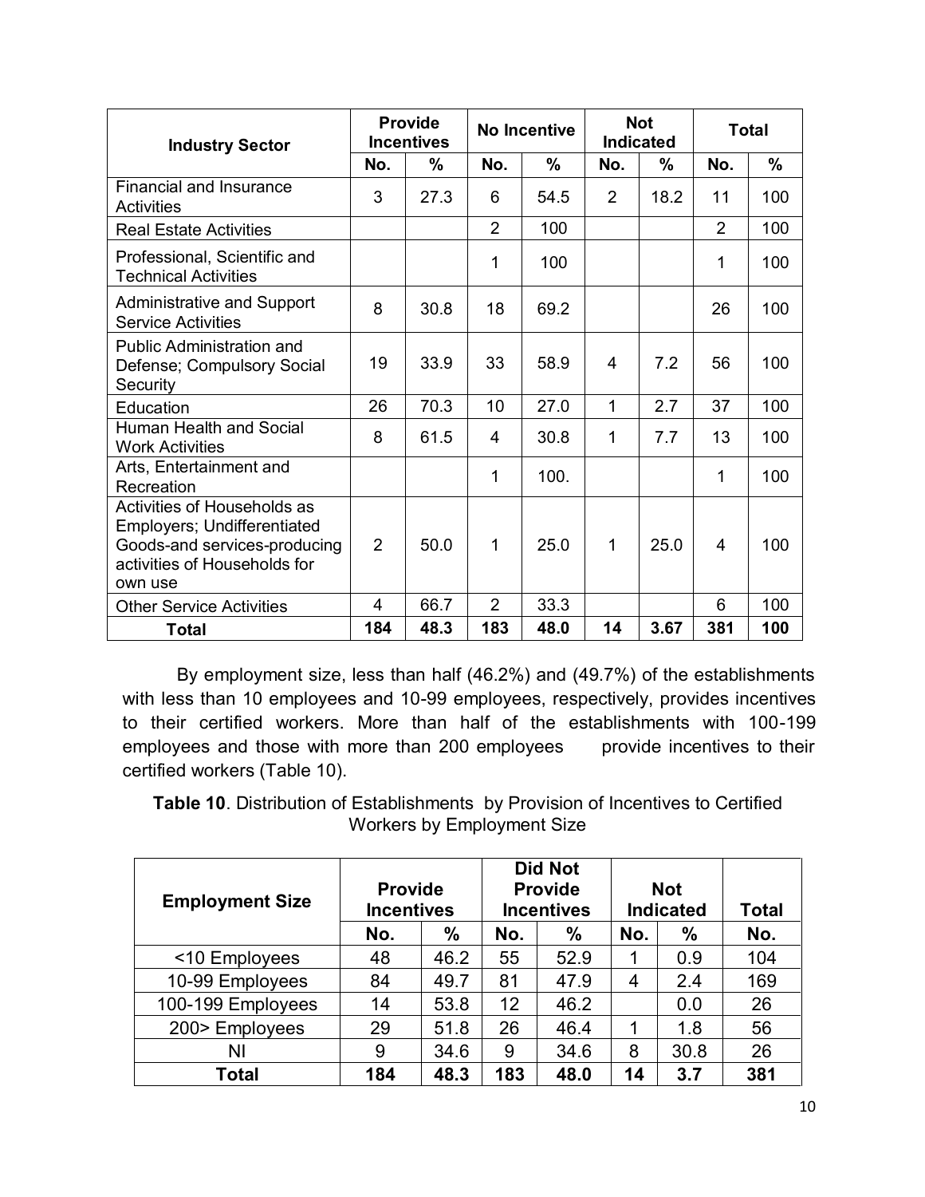| Industry Sector | Provide Incentives | | No Incentive | | Not Indicated | | Total | |
|---|---|---|---|---|---|---|---|---|
| | No. | % | No. | % | No. | % | No. | % |
| Financial and Insurance Activities | 3 | 27.3 | 6 | 54.5 | 2 | 18.2 | 11 | 100 |
| Real Estate Activities | | | 2 | 100 | | | 2 | 100 |
| Professional, Scientific and Technical Activities | | | 1 | 100 | | | 1 | 100 |
| Administrative and Support Service Activities | 8 | 30.8 | 18 | 69.2 | | | 26 | 100 |
| Public Administration and Defense; Compulsory Social Security | 19 | 33.9 | 33 | 58.9 | 4 | 7.2 | 56 | 100 |
| Education | 26 | 70.3 | 10 | 27.0 | 1 | 2.7 | 37 | 100 |
| Human Health and Social Work Activities | 8 | 61.5 | 4 | 30.8 | 1 | 7.7 | 13 | 100 |
| Arts, Entertainment and Recreation | | | 1 | 100. | | | 1 | 100 |
| Activities of Households as Employers; Undifferentiated Goods-and services-producing activities of Households for own use | 2 | 50.0 | 1 | 25.0 | 1 | 25.0 | 4 | 100 |
| Other Service Activities | 4 | 66.7 | 2 | 33.3 | | | 6 | 100 |
| **Total** | **184** | **48.3** | **183** | **48.0** | **14** | **3.67** | **381** | **100** |

By employment size, less than half (46.2%) and (49.7%) of the establishments with less than 10 employees and 10-99 employees, respectively, provides incentives to their certified workers. More than half of the establishments with 100-199 employees and those with more than 200 employees provide incentives to their certified workers (Table 10).

**Table 10**. Distribution of Establishments by Provision of Incentives to Certified Workers by Employment Size

| Employment Size | Provide Incentives | | Did Not Provide Incentives | | Not Indicated | | Total |
|---|---|---|---|---|---|---|---|
| | No. | % | No. | % | No. | % | No. |
| <10 Employees | 48 | 46.2 | 55 | 52.9 | 1 | 0.9 | 104 |
| 10-99 Employees | 84 | 49.7 | 81 | 47.9 | 4 | 2.4 | 169 |
| 100-199 Employees | 14 | 53.8 | 12 | 46.2 | | 0.0 | 26 |
| 200> Employees | 29 | 51.8 | 26 | 46.4 | 1 | 1.8 | 56 |
| NI | 9 | 34.6 | 9 | 34.6 | 8 | 30.8 | 26 |
| **Total** | **184** | **48.3** | **183** | **48.0** | **14** | **3.7** | **381** |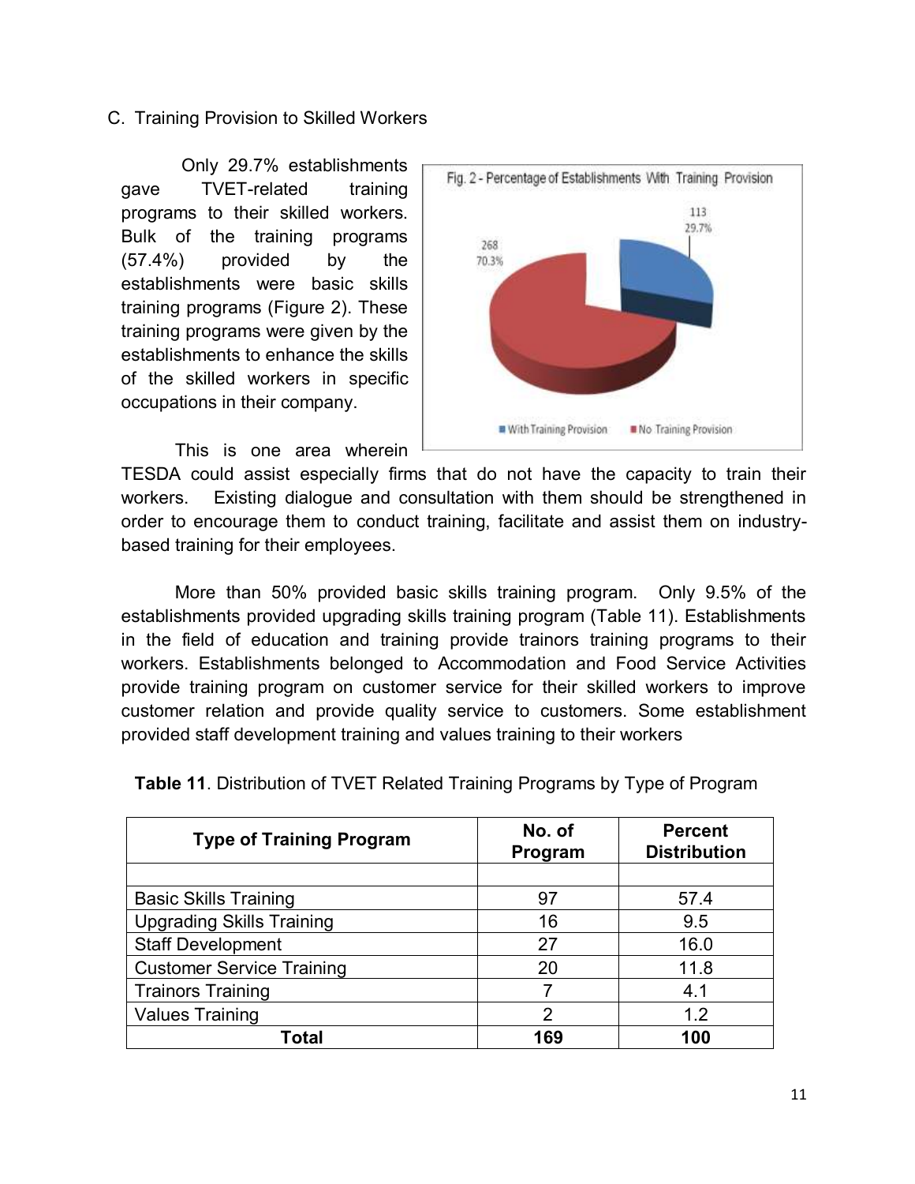C. Training Provision to Skilled Workers

Only 29.7% establishments gave TVET-related training programs to their skilled workers. Bulk of the training programs (57.4%) provided by the establishments were basic skills training programs (Figure 2). These training programs were given by the establishments to enhance the skills of the skilled workers in specific occupations in their company.

Fig. 2 - Percentage of Establishments With Training Provision

This is one area wherein TESDA could assist especially firms that do not have the capacity to train their workers. Existing dialogue and consultation with them should be strengthened in order to encourage them to conduct training, facilitate and assist them on industry-based training for their employees.

More than 50% provided basic skills training program. Only 9.5% of the establishments provided upgrading skills training program (Table 11). Establishments in the field of education and training provide trainors training programs to their workers. Establishments belonged to Accommodation and Food Service Activities provide training program on customer service for their skilled workers to improve customer relation and provide quality service to customers. Some establishment provided staff development training and values training to their workers

**Table 11**. Distribution of TVET Related Training Programs by Type of Program

| Type of Training Program | No. of Program | Percent Distribution |
|---|---|---|
| | | |
| Basic Skills Training | 97 | 57.4 |
| Upgrading Skills Training | 16 | 9.5 |
| Staff Development | 27 | 16.0 |
| Customer Service Training | 20 | 11.8 |
| Trainors Training | 7 | 4.1 |
| Values Training | 2 | 1.2 |
| **Total** | **169** | **100** |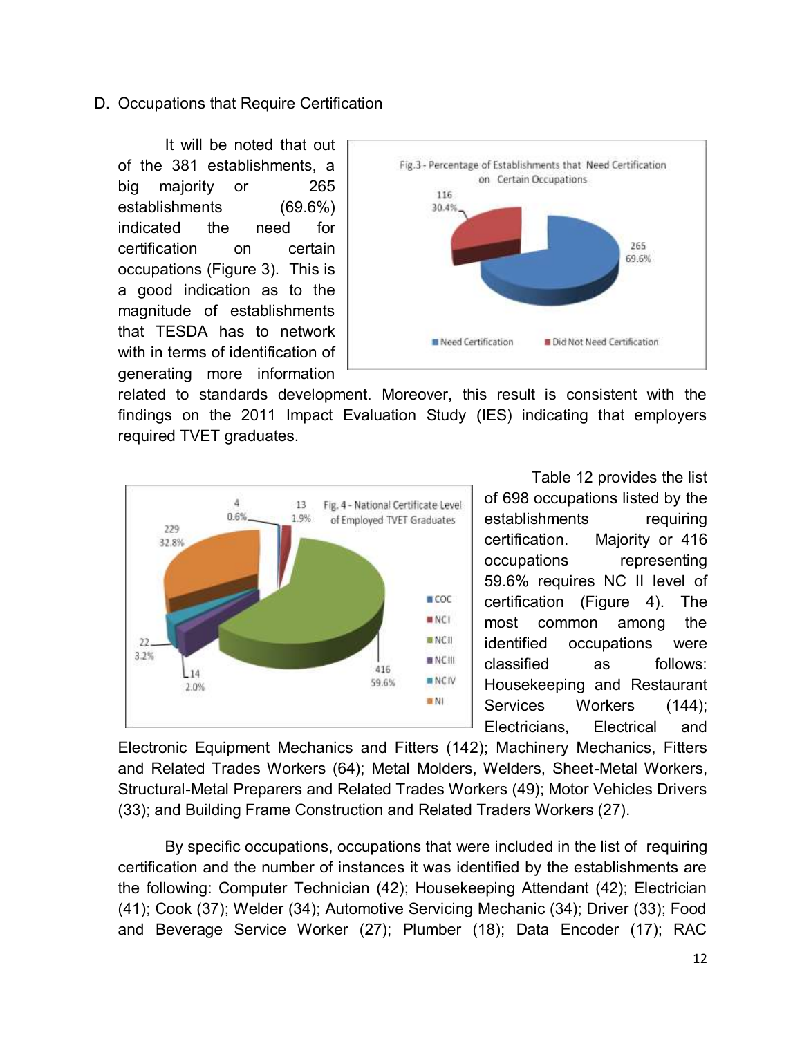D. Occupations that Require Certification

It will be noted that out of the 381 establishments, a big majority or 265 establishments (69.6%) indicated the need for certification on certain occupations (Figure 3). This is a good indication as to the magnitude of establishments that TESDA has to network with in terms of identification of generating more information related to standards development. Moreover, this result is consistent with the findings on the 2011 Impact Evaluation Study (IES) indicating that employers required TVET graduates.

Fig.3 - Percentage of Establishments that Need Certification on Certain Occupations

Fig. 4 - National Certificate Level of Employed TVET Graduates

Table 12 provides the list of 698 occupations listed by the establishments requiring certification. Majority or 416 occupations representing 59.6% requires NC II level of certification (Figure 4). The most common among the identified occupations were classified as follows: Housekeeping and Restaurant Services Workers (144); Electricians, Electrical and Electronic Equipment Mechanics and Fitters (142); Machinery Mechanics, Fitters and Related Trades Workers (64); Metal Molders, Welders, Sheet-Metal Workers, Structural-Metal Preparers and Related Trades Workers (49); Motor Vehicles Drivers (33); and Building Frame Construction and Related Traders Workers (27).

By specific occupations, occupations that were included in the list of requiring certification and the number of instances it was identified by the establishments are the following: Computer Technician (42); Housekeeping Attendant (42); Electrician (41); Cook (37); Welder (34); Automotive Servicing Mechanic (34); Driver (33); Food and Beverage Service Worker (27); Plumber (18); Data Encoder (17); RAC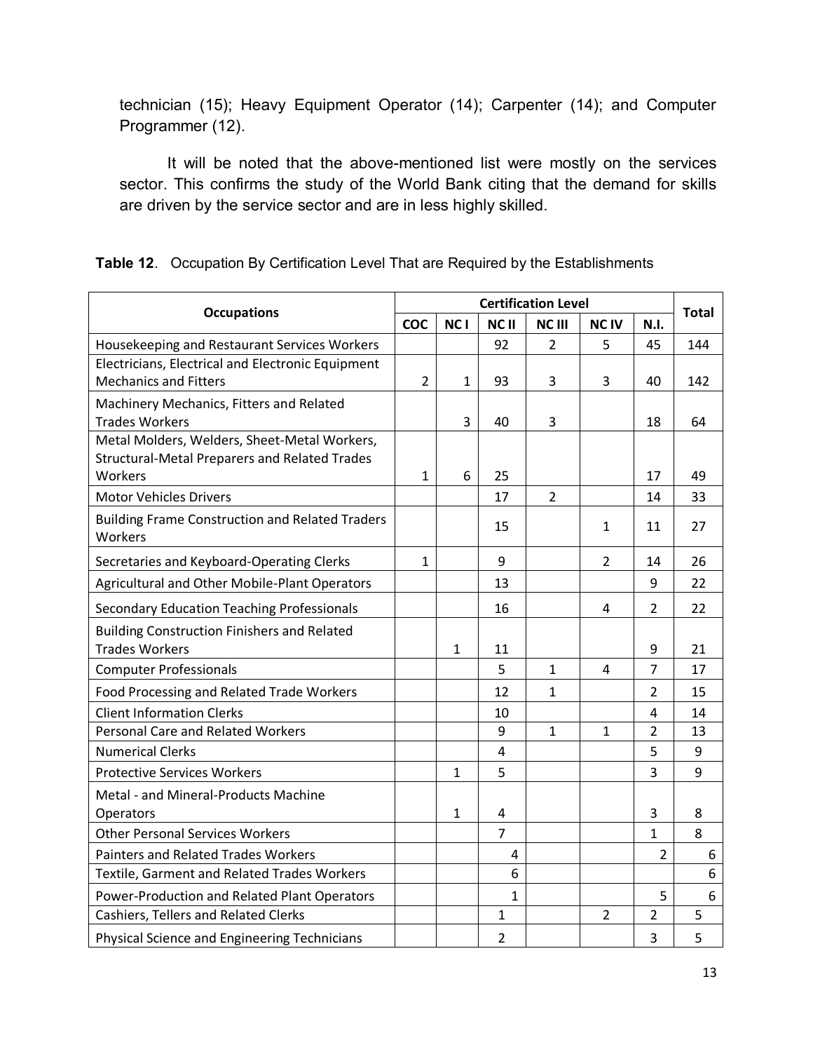technician (15); Heavy Equipment Operator (14); Carpenter (14); and Computer Programmer (12).

It will be noted that the above-mentioned list were mostly on the services sector. This confirms the study of the World Bank citing that the demand for skills are driven by the service sector and are in less highly skilled.

**Table 12**. Occupation By Certification Level That are Required by the Establishments

| Occupations | Certification Level | | | | | | Total |
|---|---|---|---|---|---|---|---|
| | COC | NC I | NC II | NC III | NC IV | N.I. | |
| Housekeeping and Restaurant Services Workers | | | 92 | 2 | 5 | 45 | 144 |
| Electricians, Electrical and Electronic Equipment Mechanics and Fitters | 2 | 1 | 93 | 3 | 3 | 40 | 142 |
| Machinery Mechanics, Fitters and Related Trades Workers | | 3 | 40 | 3 | | 18 | 64 |
| Metal Molders, Welders, Sheet-Metal Workers, Structural-Metal Preparers and Related Trades Workers | 1 | 6 | 25 | | | 17 | 49 |
| Motor Vehicles Drivers | | | 17 | 2 | | 14 | 33 |
| Building Frame Construction and Related Traders Workers | | | 15 | | 1 | 11 | 27 |
| Secretaries and Keyboard-Operating Clerks | 1 | | 9 | | 2 | 14 | 26 |
| Agricultural and Other Mobile-Plant Operators | | | 13 | | | 9 | 22 |
| Secondary Education Teaching Professionals | | | 16 | | 4 | 2 | 22 |
| Building Construction Finishers and Related Trades Workers | | 1 | 11 | | | 9 | 21 |
| Computer Professionals | | | 5 | 1 | 4 | 7 | 17 |
| Food Processing and Related Trade Workers | | | 12 | 1 | | 2 | 15 |
| Client Information Clerks | | | 10 | | | 4 | 14 |
| Personal Care and Related Workers | | | 9 | 1 | 1 | 2 | 13 |
| Numerical Clerks | | | 4 | | | 5 | 9 |
| Protective Services Workers | | 1 | 5 | | | 3 | 9 |
| Metal - and Mineral-Products Machine Operators | | 1 | 4 | | | 3 | 8 |
| Other Personal Services Workers | | | 7 | | | 1 | 8 |
| Painters and Related Trades Workers | | | 4 | | | 2 | 6 |
| Textile, Garment and Related Trades Workers | | | 6 | | | | 6 |
| Power-Production and Related Plant Operators | | | 1 | | | 5 | 6 |
| Cashiers, Tellers and Related Clerks | | | 1 | | 2 | 2 | 5 |
| Physical Science and Engineering Technicians | | | 2 | | | 3 | 5 |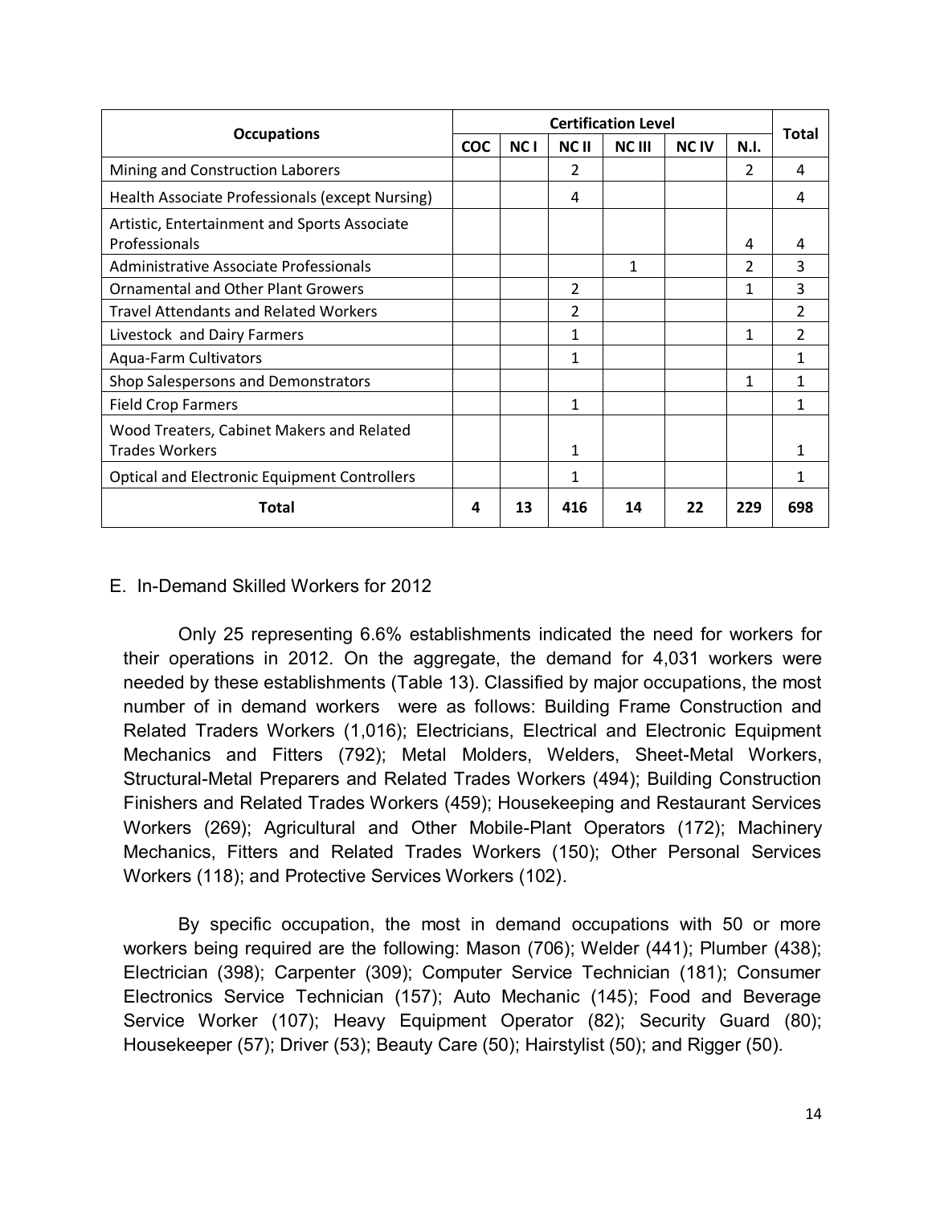| Occupations | Certification Level | | | | | | Total |
|---|---|---|---|---|---|---|---|
| | COC | NC I | NC II | NC III | NC IV | N.I. | |
| Mining and Construction Laborers | | | 2 | | | 2 | 4 |
| Health Associate Professionals (except Nursing) | | | 4 | | | | 4 |
| Artistic, Entertainment and Sports Associate Professionals | | | | | | 4 | 4 |
| Administrative Associate Professionals | | | | 1 | | 2 | 3 |
| Ornamental and Other Plant Growers | | | 2 | | | 1 | 3 |
| Travel Attendants and Related Workers | | | 2 | | | | 2 |
| Livestock and Dairy Farmers | | | 1 | | | 1 | 2 |
| Aqua-Farm Cultivators | | | 1 | | | | 1 |
| Shop Salespersons and Demonstrators | | | | | | 1 | 1 |
| Field Crop Farmers | | | 1 | | | | 1 |
| Wood Treaters, Cabinet Makers and Related Trades Workers | | | 1 | | | | 1 |
| Optical and Electronic Equipment Controllers | | | 1 | | | | 1 |
| **Total** | **4** | **13** | **416** | **14** | **22** | **229** | **698** |

E. In-Demand Skilled Workers for 2012

Only 25 representing 6.6% establishments indicated the need for workers for their operations in 2012. On the aggregate, the demand for 4,031 workers were needed by these establishments (Table 13). Classified by major occupations, the most number of in demand workers were as follows: Building Frame Construction and Related Traders Workers (1,016); Electricians, Electrical and Electronic Equipment Mechanics and Fitters (792); Metal Molders, Welders, Sheet-Metal Workers, Structural-Metal Preparers and Related Trades Workers (494); Building Construction Finishers and Related Trades Workers (459); Housekeeping and Restaurant Services Workers (269); Agricultural and Other Mobile-Plant Operators (172); Machinery Mechanics, Fitters and Related Trades Workers (150); Other Personal Services Workers (118); and Protective Services Workers (102).

By specific occupation, the most in demand occupations with 50 or more workers being required are the following: Mason (706); Welder (441); Plumber (438); Electrician (398); Carpenter (309); Computer Service Technician (181); Consumer Electronics Service Technician (157); Auto Mechanic (145); Food and Beverage Service Worker (107); Heavy Equipment Operator (82); Security Guard (80); Housekeeper (57); Driver (53); Beauty Care (50); Hairstylist (50); and Rigger (50).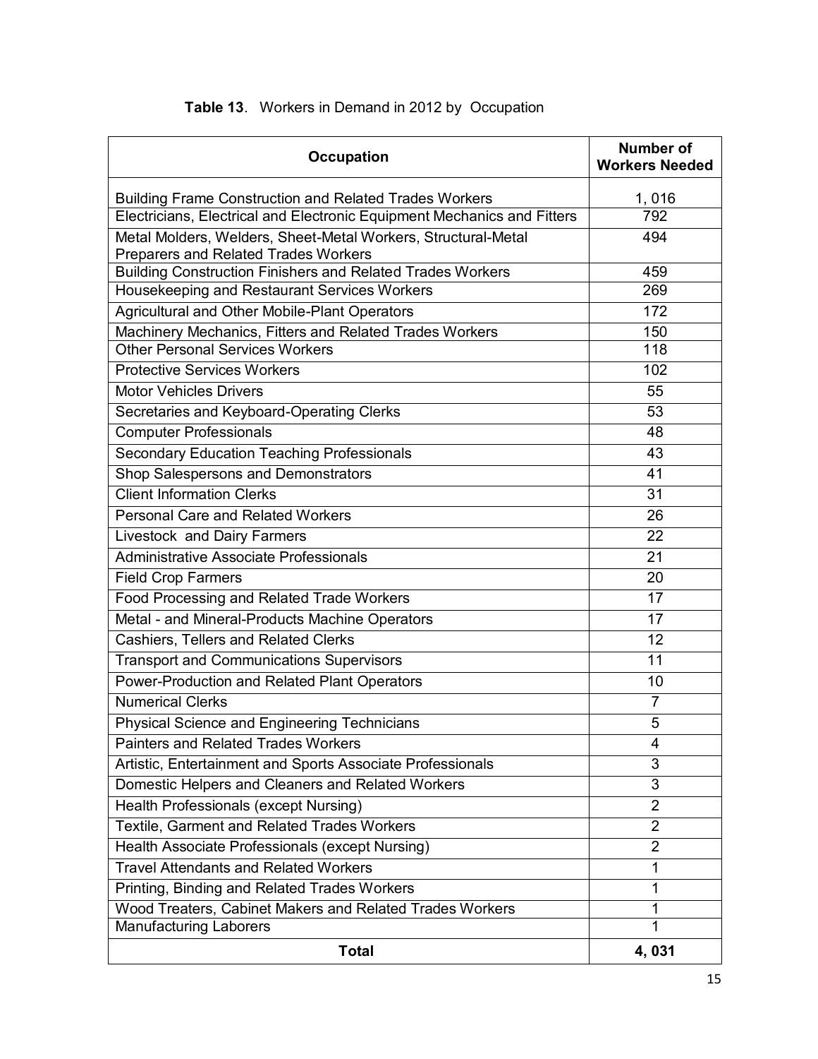**Table 13**. Workers in Demand in 2012 by Occupation

| Occupation | Number of Workers Needed |
|---|---|
| Building Frame Construction and Related Trades Workers | 1, 016 |
| Electricians, Electrical and Electronic Equipment Mechanics and Fitters | 792 |
| Metal Molders, Welders, Sheet-Metal Workers, Structural-Metal Preparers and Related Trades Workers | 494 |
| Building Construction Finishers and Related Trades Workers | 459 |
| Housekeeping and Restaurant Services Workers | 269 |
| Agricultural and Other Mobile-Plant Operators | 172 |
| Machinery Mechanics, Fitters and Related Trades Workers | 150 |
| Other Personal Services Workers | 118 |
| Protective Services Workers | 102 |
| Motor Vehicles Drivers | 55 |
| Secretaries and Keyboard-Operating Clerks | 53 |
| Computer Professionals | 48 |
| Secondary Education Teaching Professionals | 43 |
| Shop Salespersons and Demonstrators | 41 |
| Client Information Clerks | 31 |
| Personal Care and Related Workers | 26 |
| Livestock and Dairy Farmers | 22 |
| Administrative Associate Professionals | 21 |
| Field Crop Farmers | 20 |
| Food Processing and Related Trade Workers | 17 |
| Metal - and Mineral-Products Machine Operators | 17 |
| Cashiers, Tellers and Related Clerks | 12 |
| Transport and Communications Supervisors | 11 |
| Power-Production and Related Plant Operators | 10 |
| Numerical Clerks | 7 |
| Physical Science and Engineering Technicians | 5 |
| Painters and Related Trades Workers | 4 |
| Artistic, Entertainment and Sports Associate Professionals | 3 |
| Domestic Helpers and Cleaners and Related Workers | 3 |
| Health Professionals (except Nursing) | 2 |
| Textile, Garment and Related Trades Workers | 2 |
| Health Associate Professionals (except Nursing) | 2 |
| Travel Attendants and Related Workers | 1 |
| Printing, Binding and Related Trades Workers | 1 |
| Wood Treaters, Cabinet Makers and Related Trades Workers | 1 |
| Manufacturing Laborers | 1 |
| **Total** | **4, 031** |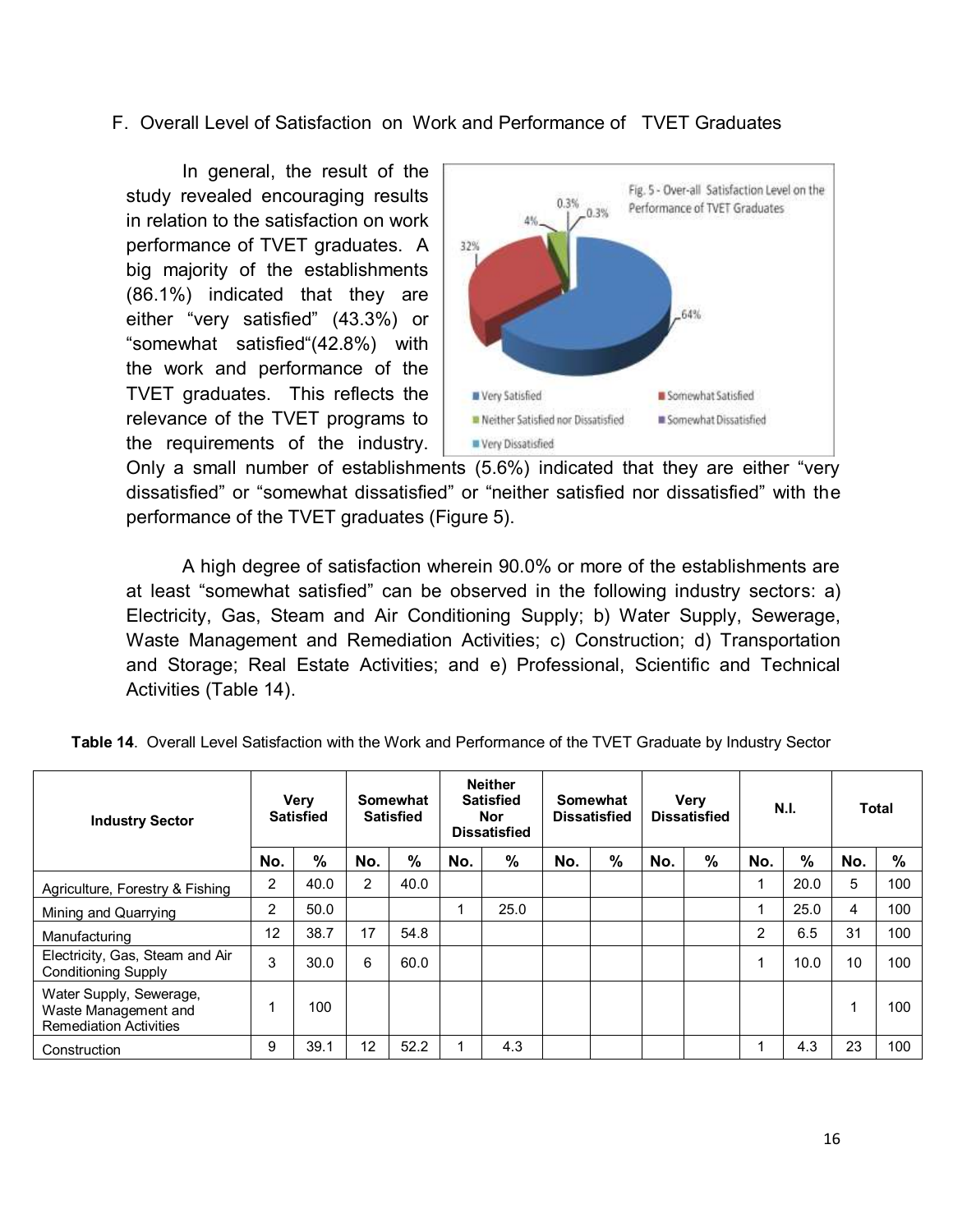F. Overall Level of Satisfaction on Work and Performance of TVET Graduates

In general, the result of the study revealed encouraging results in relation to the satisfaction on work performance of TVET graduates. A big majority of the establishments (86.1%) indicated that they are either "very satisfied" (43.3%) or "somewhat satisfied"(42.8%) with the work and performance of the TVET graduates. This reflects the relevance of the TVET programs to the requirements of the industry. Only a small number of establishments (5.6%) indicated that they are either "very dissatisfied" or "somewhat dissatisfied" or "neither satisfied nor dissatisfied" with the performance of the TVET graduates (Figure 5).

Fig. 5 - Over-all Satisfaction Level on the Performance of TVET Graduates

A high degree of satisfaction wherein 90.0% or more of the establishments are at least "somewhat satisfied" can be observed in the following industry sectors: a) Electricity, Gas, Steam and Air Conditioning Supply; b) Water Supply, Sewerage, Waste Management and Remediation Activities; c) Construction; d) Transportation and Storage; Real Estate Activities; and e) Professional, Scientific and Technical Activities (Table 14).

**Table 14**. Overall Level Satisfaction with the Work and Performance of the TVET Graduate by Industry Sector

| Industry Sector | Very Satisfied | | Somewhat Satisfied | | Neither Satisfied Nor Dissatisfied | | Somewhat Dissatisfied | | Very Dissatisfied | | N.I. | | Total | |
|---|---|---|---|---|---|---|---|---|---|---|---|---|---|---|
| | No. | % | No. | % | No. | % | No. | % | No. | % | No. | % | No. | % |
| Agriculture, Forestry & Fishing | 2 | 40.0 | 2 | 40.0 | | | | | | | 1 | 20.0 | 5 | 100 |
| Mining and Quarrying | 2 | 50.0 | | | 1 | 25.0 | | | | | 1 | 25.0 | 4 | 100 |
| Manufacturing | 12 | 38.7 | 17 | 54.8 | | | | | | | 2 | 6.5 | 31 | 100 |
| Electricity, Gas, Steam and Air Conditioning Supply | 3 | 30.0 | 6 | 60.0 | | | | | | | 1 | 10.0 | 10 | 100 |
| Water Supply, Sewerage, Waste Management and Remediation Activities | 1 | 100 | | | | | | | | | | | 1 | 100 |
| Construction | 9 | 39.1 | 12 | 52.2 | 1 | 4.3 | | | | | 1 | 4.3 | 23 | 100 |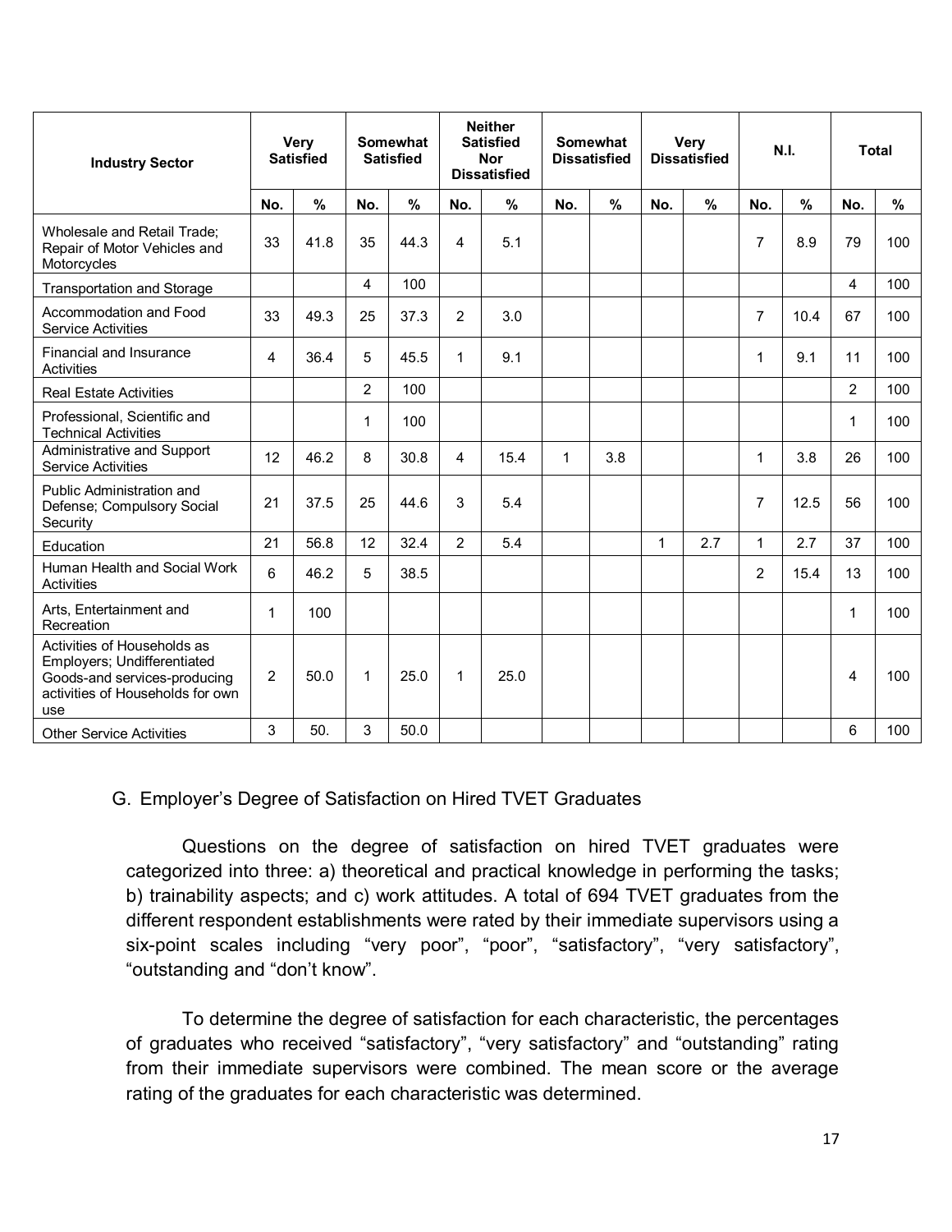| Industry Sector | Very Satisfied | | Somewhat Satisfied | | Neither Satisfied Nor Dissatisfied | | Somewhat Dissatisfied | | Very Dissatisfied | | N.I. | | Total | |
|---|---|---|---|---|---|---|---|---|---|---|---|---|---|---|
| | No. | % | No. | % | No. | % | No. | % | No. | % | No. | % | No. | % |
| Wholesale and Retail Trade; Repair of Motor Vehicles and Motorcycles | 33 | 41.8 | 35 | 44.3 | 4 | 5.1 | | | | | 7 | 8.9 | 79 | 100 |
| Transportation and Storage | | | 4 | 100 | | | | | | | | | 4 | 100 |
| Accommodation and Food Service Activities | 33 | 49.3 | 25 | 37.3 | 2 | 3.0 | | | | | 7 | 10.4 | 67 | 100 |
| Financial and Insurance Activities | 4 | 36.4 | 5 | 45.5 | 1 | 9.1 | | | | | 1 | 9.1 | 11 | 100 |
| Real Estate Activities | | | 2 | 100 | | | | | | | | | 2 | 100 |
| Professional, Scientific and Technical Activities | | | 1 | 100 | | | | | | | | | 1 | 100 |
| Administrative and Support Service Activities | 12 | 46.2 | 8 | 30.8 | 4 | 15.4 | 1 | 3.8 | | | 1 | 3.8 | 26 | 100 |
| Public Administration and Defense; Compulsory Social Security | 21 | 37.5 | 25 | 44.6 | 3 | 5.4 | | | | | 7 | 12.5 | 56 | 100 |
| Education | 21 | 56.8 | 12 | 32.4 | 2 | 5.4 | | | 1 | 2.7 | 1 | 2.7 | 37 | 100 |
| Human Health and Social Work Activities | 6 | 46.2 | 5 | 38.5 | | | | | | | 2 | 15.4 | 13 | 100 |
| Arts, Entertainment and Recreation | 1 | 100 | | | | | | | | | | | 1 | 100 |
| Activities of Households as Employers; Undifferentiated Goods-and services-producing activities of Households for own use | 2 | 50.0 | 1 | 25.0 | 1 | 25.0 | | | | | | | 4 | 100 |
| Other Service Activities | 3 | 50. | 3 | 50.0 | | | | | | | | | 6 | 100 |

G. Employer's Degree of Satisfaction on Hired TVET Graduates

Questions on the degree of satisfaction on hired TVET graduates were categorized into three: a) theoretical and practical knowledge in performing the tasks; b) trainability aspects; and c) work attitudes. A total of 694 TVET graduates from the different respondent establishments were rated by their immediate supervisors using a six-point scales including "very poor", "poor", "satisfactory", "very satisfactory", "outstanding and "don't know".

To determine the degree of satisfaction for each characteristic, the percentages of graduates who received "satisfactory", "very satisfactory" and "outstanding" rating from their immediate supervisors were combined. The mean score or the average rating of the graduates for each characteristic was determined.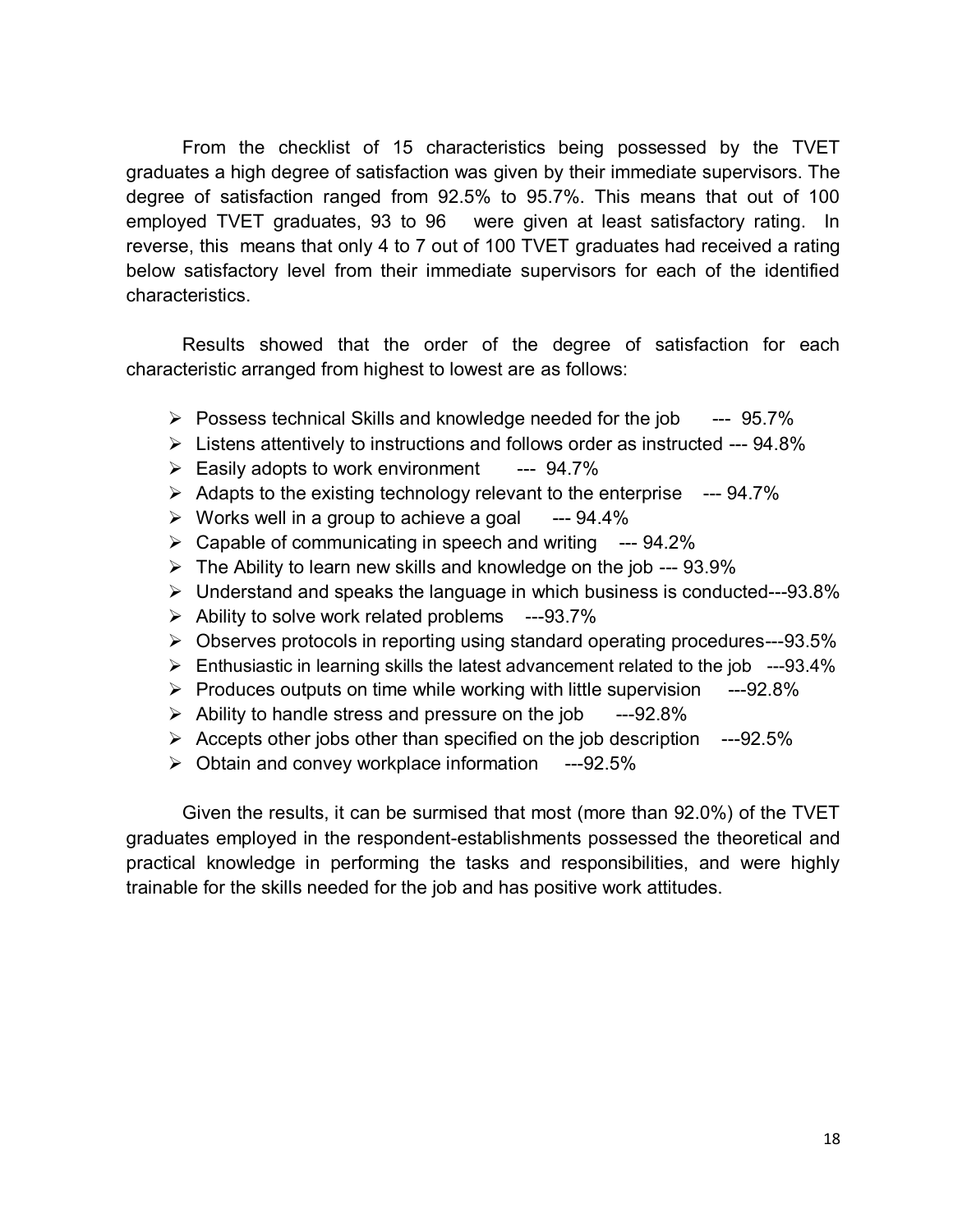From the checklist of 15 characteristics being possessed by the TVET graduates a high degree of satisfaction was given by their immediate supervisors. The degree of satisfaction ranged from 92.5% to 95.7%. This means that out of 100 employed TVET graduates, 93 to 96 were given at least satisfactory rating. In reverse, this means that only 4 to 7 out of 100 TVET graduates had received a rating below satisfactory level from their immediate supervisors for each of the identified characteristics.

Results showed that the order of the degree of satisfaction for each characteristic arranged from highest to lowest are as follows:

- Possess technical Skills and knowledge needed for the job --- 95.7%
- Listens attentively to instructions and follows order as instructed --- 94.8%
- Easily adopts to work environment --- 94.7%
- Adapts to the existing technology relevant to the enterprise --- 94.7%
- Works well in a group to achieve a goal --- 94.4%
- Capable of communicating in speech and writing --- 94.2%
- The Ability to learn new skills and knowledge on the job --- 93.9%
- Understand and speaks the language in which business is conducted---93.8%
- Ability to solve work related problems ---93.7%
- Observes protocols in reporting using standard operating procedures---93.5%
- Enthusiastic in learning skills the latest advancement related to the job ---93.4%
- Produces outputs on time while working with little supervision ---92.8%
- Ability to handle stress and pressure on the job ---92.8%
- Accepts other jobs other than specified on the job description ---92.5%
- Obtain and convey workplace information ---92.5%

Given the results, it can be surmised that most (more than 92.0%) of the TVET graduates employed in the respondent-establishments possessed the theoretical and practical knowledge in performing the tasks and responsibilities, and were highly trainable for the skills needed for the job and has positive work attitudes.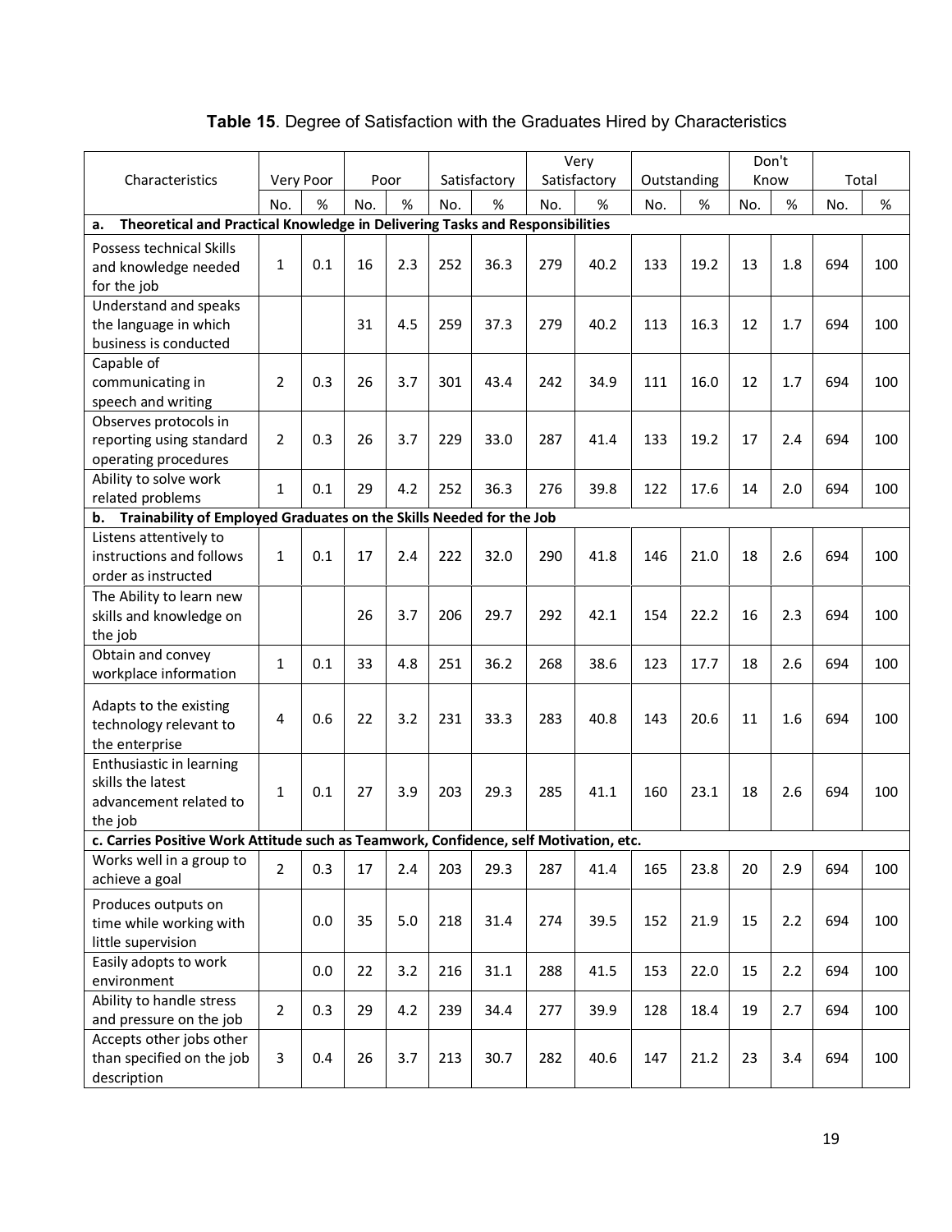**Table 15**. Degree of Satisfaction with the Graduates Hired by Characteristics

| Characteristics | Very Poor | | Poor | | Satisfactory | | Very Satisfactory | | Outstanding | | Don't Know | | Total | |
|---|---|---|---|---|---|---|---|---|---|---|---|---|---|---|
| | No. | % | No. | % | No. | % | No. | % | No. | % | No. | % | No. | % |
| **a. Theoretical and Practical Knowledge in Delivering Tasks and Responsibilities** | | | | | | | | | | | | | | |
| Possess technical Skills and knowledge needed for the job | 1 | 0.1 | 16 | 2.3 | 252 | 36.3 | 279 | 40.2 | 133 | 19.2 | 13 | 1.8 | 694 | 100 |
| Understand and speaks the language in which business is conducted | | | 31 | 4.5 | 259 | 37.3 | 279 | 40.2 | 113 | 16.3 | 12 | 1.7 | 694 | 100 |
| Capable of communicating in speech and writing | 2 | 0.3 | 26 | 3.7 | 301 | 43.4 | 242 | 34.9 | 111 | 16.0 | 12 | 1.7 | 694 | 100 |
| Observes protocols in reporting using standard operating procedures | 2 | 0.3 | 26 | 3.7 | 229 | 33.0 | 287 | 41.4 | 133 | 19.2 | 17 | 2.4 | 694 | 100 |
| Ability to solve work related problems | 1 | 0.1 | 29 | 4.2 | 252 | 36.3 | 276 | 39.8 | 122 | 17.6 | 14 | 2.0 | 694 | 100 |
| **b. Trainability of Employed Graduates on the Skills Needed for the Job** | | | | | | | | | | | | | | |
| Listens attentively to instructions and follows order as instructed | 1 | 0.1 | 17 | 2.4 | 222 | 32.0 | 290 | 41.8 | 146 | 21.0 | 18 | 2.6 | 694 | 100 |
| The Ability to learn new skills and knowledge on the job | | | 26 | 3.7 | 206 | 29.7 | 292 | 42.1 | 154 | 22.2 | 16 | 2.3 | 694 | 100 |
| Obtain and convey workplace information | 1 | 0.1 | 33 | 4.8 | 251 | 36.2 | 268 | 38.6 | 123 | 17.7 | 18 | 2.6 | 694 | 100 |
| Adapts to the existing technology relevant to the enterprise | 4 | 0.6 | 22 | 3.2 | 231 | 33.3 | 283 | 40.8 | 143 | 20.6 | 11 | 1.6 | 694 | 100 |
| Enthusiastic in learning skills the latest advancement related to the job | 1 | 0.1 | 27 | 3.9 | 203 | 29.3 | 285 | 41.1 | 160 | 23.1 | 18 | 2.6 | 694 | 100 |
| **c. Carries Positive Work Attitude such as Teamwork, Confidence, self Motivation, etc.** | | | | | | | | | | | | | | |
| Works well in a group to achieve a goal | 2 | 0.3 | 17 | 2.4 | 203 | 29.3 | 287 | 41.4 | 165 | 23.8 | 20 | 2.9 | 694 | 100 |
| Produces outputs on time while working with little supervision | | 0.0 | 35 | 5.0 | 218 | 31.4 | 274 | 39.5 | 152 | 21.9 | 15 | 2.2 | 694 | 100 |
| Easily adopts to work environment | | 0.0 | 22 | 3.2 | 216 | 31.1 | 288 | 41.5 | 153 | 22.0 | 15 | 2.2 | 694 | 100 |
| Ability to handle stress and pressure on the job | 2 | 0.3 | 29 | 4.2 | 239 | 34.4 | 277 | 39.9 | 128 | 18.4 | 19 | 2.7 | 694 | 100 |
| Accepts other jobs other than specified on the job description | 3 | 0.4 | 26 | 3.7 | 213 | 30.7 | 282 | 40.6 | 147 | 21.2 | 23 | 3.4 | 694 | 100 |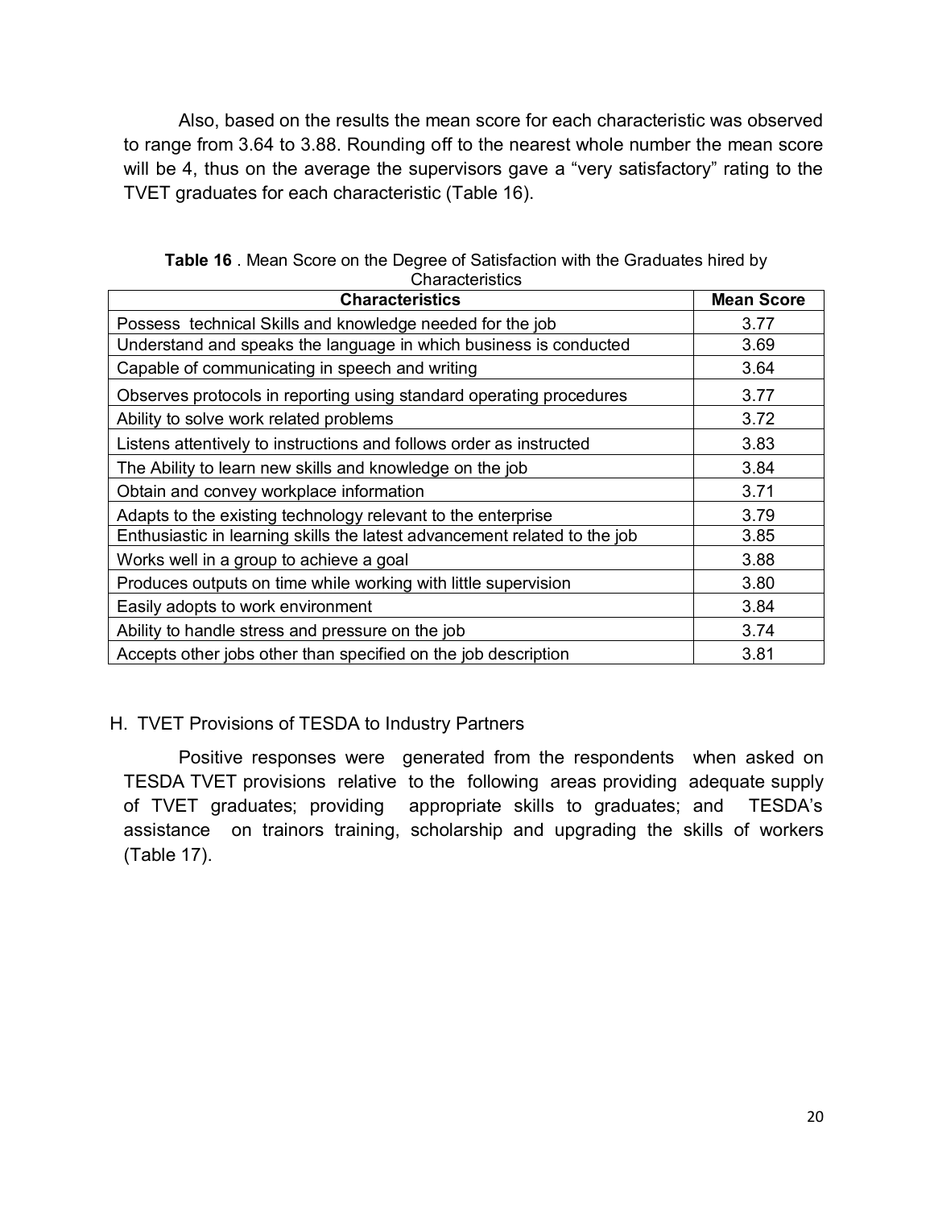Also, based on the results the mean score for each characteristic was observed to range from 3.64 to 3.88. Rounding off to the nearest whole number the mean score will be 4, thus on the average the supervisors gave a "very satisfactory" rating to the TVET graduates for each characteristic (Table 16).

**Table 16** . Mean Score on the Degree of Satisfaction with the Graduates hired by Characteristics

| Characteristics | Mean Score |
|---|---|
| Possess technical Skills and knowledge needed for the job | 3.77 |
| Understand and speaks the language in which business is conducted | 3.69 |
| Capable of communicating in speech and writing | 3.64 |
| Observes protocols in reporting using standard operating procedures | 3.77 |
| Ability to solve work related problems | 3.72 |
| Listens attentively to instructions and follows order as instructed | 3.83 |
| The Ability to learn new skills and knowledge on the job | 3.84 |
| Obtain and convey workplace information | 3.71 |
| Adapts to the existing technology relevant to the enterprise | 3.79 |
| Enthusiastic in learning skills the latest advancement related to the job | 3.85 |
| Works well in a group to achieve a goal | 3.88 |
| Produces outputs on time while working with little supervision | 3.80 |
| Easily adopts to work environment | 3.84 |
| Ability to handle stress and pressure on the job | 3.74 |
| Accepts other jobs other than specified on the job description | 3.81 |

## H. TVET Provisions of TESDA to Industry Partners

Positive responses were generated from the respondents when asked on TESDA TVET provisions relative to the following areas providing adequate supply of TVET graduates; providing appropriate skills to graduates; and TESDA's assistance on trainors training, scholarship and upgrading the skills of workers (Table 17).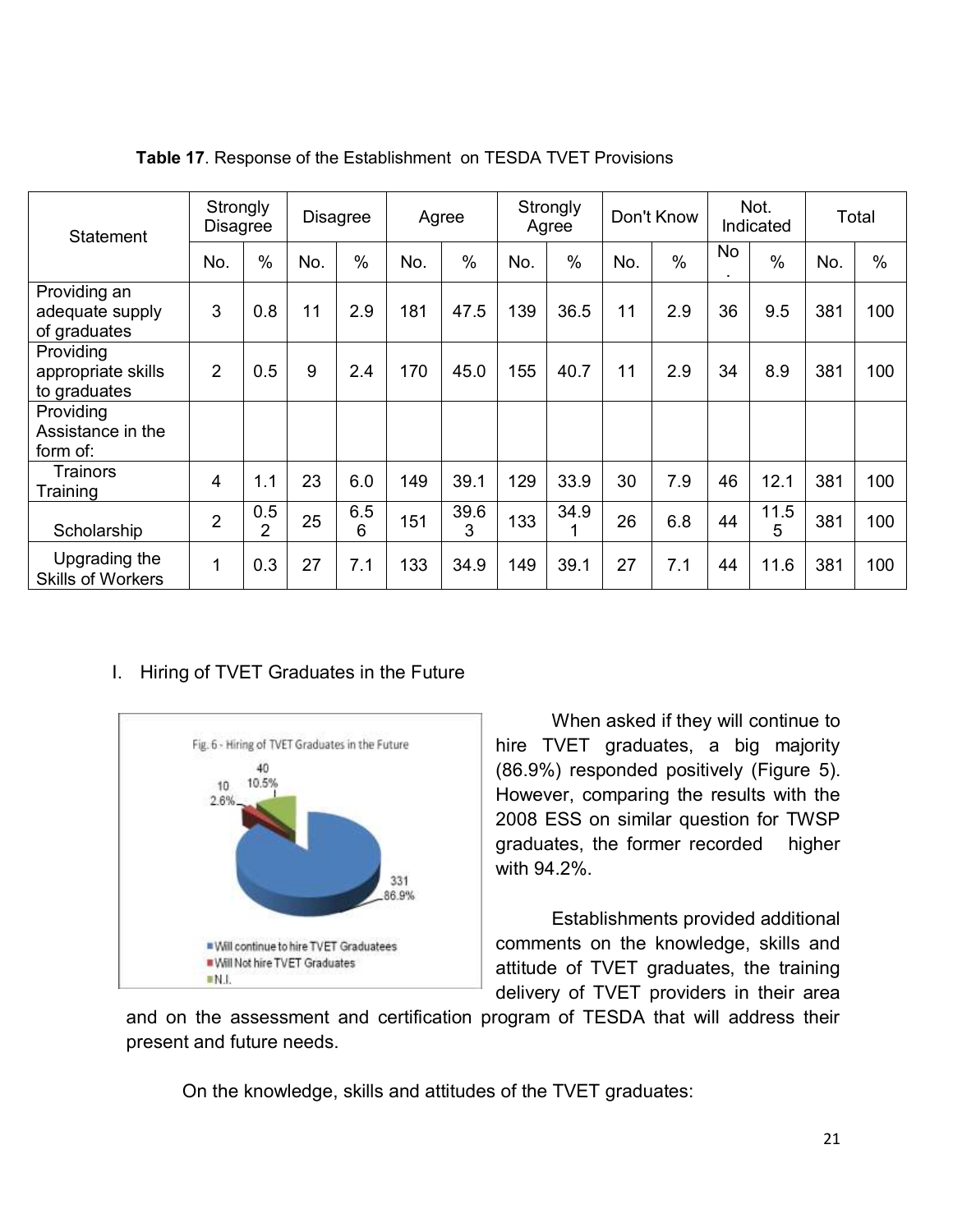**Table 17**. Response of the Establishment on TESDA TVET Provisions

| Statement | Strongly Disagree | | Disagree | | Agree | | Strongly Agree | | Don't Know | | Not. Indicated | | Total | |
|---|---|---|---|---|---|---|---|---|---|---|---|---|---|---|
| | No. | % | No. | % | No. | % | No. | % | No. | % | No. | % | No. | % |
| Providing an adequate supply of graduates | 3 | 0.8 | 11 | 2.9 | 181 | 47.5 | 139 | 36.5 | 11 | 2.9 | 36 | 9.5 | 381 | 100 |
| Providing appropriate skills to graduates | 2 | 0.5 | 9 | 2.4 | 170 | 45.0 | 155 | 40.7 | 11 | 2.9 | 34 | 8.9 | 381 | 100 |
| Providing Assistance in the form of: | | | | | | | | | | | | | | |
| Trainors Training | 4 | 1.1 | 23 | 6.0 | 149 | 39.1 | 129 | 33.9 | 30 | 7.9 | 46 | 12.1 | 381 | 100 |
| Scholarship | 2 | 0.52 | 25 | 6.56 | 151 | 39.63 | 133 | 34.91 | 26 | 6.8 | 44 | 11.55 | 381 | 100 |
| Upgrading the Skills of Workers | 1 | 0.3 | 27 | 7.1 | 133 | 34.9 | 149 | 39.1 | 27 | 7.1 | 44 | 11.6 | 381 | 100 |

## I. Hiring of TVET Graduates in the Future

Fig. 6 - Hiring of TVET Graduates in the Future

- Will continue to hire TVET Graduatees: 331 (86.9%)
- Will Not hire TVET Graduates: 10 (2.6%)
- N.I.: 40 (10.5%)

When asked if they will continue to hire TVET graduates, a big majority (86.9%) responded positively (Figure 5). However, comparing the results with the 2008 ESS on similar question for TWSP graduates, the former recorded higher with 94.2%.

Establishments provided additional comments on the knowledge, skills and attitude of TVET graduates, the training delivery of TVET providers in their area and on the assessment and certification program of TESDA that will address their present and future needs.

On the knowledge, skills and attitudes of the TVET graduates: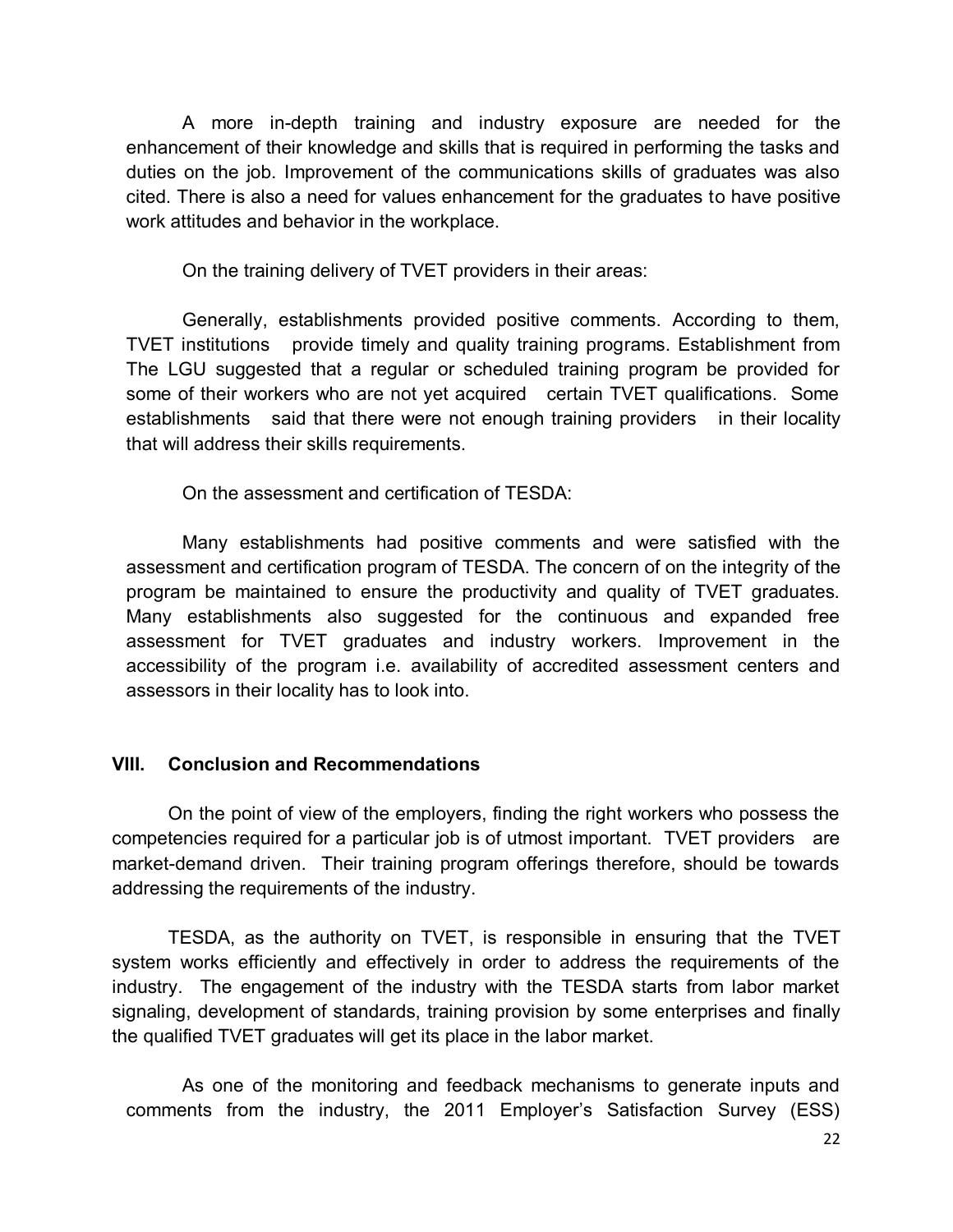A more in-depth training and industry exposure are needed for the enhancement of their knowledge and skills that is required in performing the tasks and duties on the job. Improvement of the communications skills of graduates was also cited. There is also a need for values enhancement for the graduates to have positive work attitudes and behavior in the workplace.

On the training delivery of TVET providers in their areas:

Generally, establishments provided positive comments. According to them, TVET institutions provide timely and quality training programs. Establishment from The LGU suggested that a regular or scheduled training program be provided for some of their workers who are not yet acquired certain TVET qualifications. Some establishments said that there were not enough training providers in their locality that will address their skills requirements.

On the assessment and certification of TESDA:

Many establishments had positive comments and were satisfied with the assessment and certification program of TESDA. The concern of on the integrity of the program be maintained to ensure the productivity and quality of TVET graduates. Many establishments also suggested for the continuous and expanded free assessment for TVET graduates and industry workers. Improvement in the accessibility of the program i.e. availability of accredited assessment centers and assessors in their locality has to look into.

## VIII. Conclusion and Recommendations

On the point of view of the employers, finding the right workers who possess the competencies required for a particular job is of utmost important. TVET providers are market-demand driven. Their training program offerings therefore, should be towards addressing the requirements of the industry.

TESDA, as the authority on TVET, is responsible in ensuring that the TVET system works efficiently and effectively in order to address the requirements of the industry. The engagement of the industry with the TESDA starts from labor market signaling, development of standards, training provision by some enterprises and finally the qualified TVET graduates will get its place in the labor market.

As one of the monitoring and feedback mechanisms to generate inputs and comments from the industry, the 2011 Employer's Satisfaction Survey (ESS)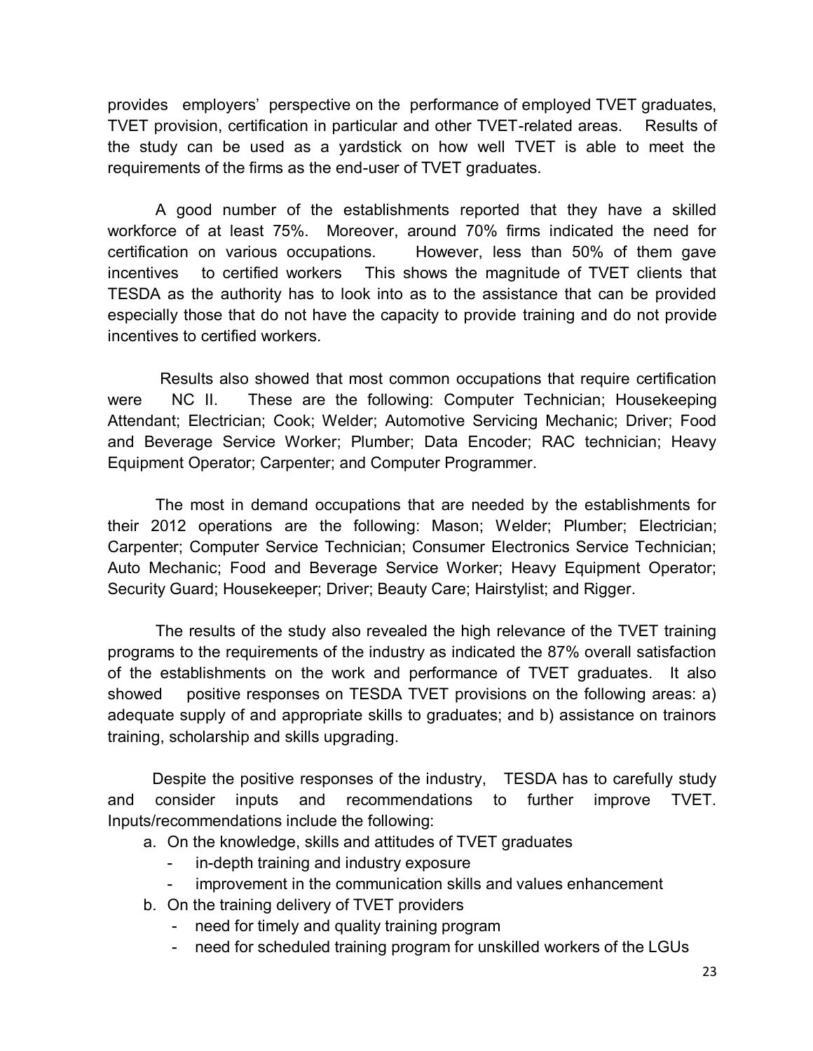provides employers' perspective on the performance of employed TVET graduates, TVET provision, certification in particular and other TVET-related areas. Results of the study can be used as a yardstick on how well TVET is able to meet the requirements of the firms as the end-user of TVET graduates.

A good number of the establishments reported that they have a skilled workforce of at least 75%. Moreover, around 70% firms indicated the need for certification on various occupations. However, less than 50% of them gave incentives to certified workers This shows the magnitude of TVET clients that TESDA as the authority has to look into as to the assistance that can be provided especially those that do not have the capacity to provide training and do not provide incentives to certified workers.

Results also showed that most common occupations that require certification were NC II. These are the following: Computer Technician; Housekeeping Attendant; Electrician; Cook; Welder; Automotive Servicing Mechanic; Driver; Food and Beverage Service Worker; Plumber; Data Encoder; RAC technician; Heavy Equipment Operator; Carpenter; and Computer Programmer.

The most in demand occupations that are needed by the establishments for their 2012 operations are the following: Mason; Welder; Plumber; Electrician; Carpenter; Computer Service Technician; Consumer Electronics Service Technician; Auto Mechanic; Food and Beverage Service Worker; Heavy Equipment Operator; Security Guard; Housekeeper; Driver; Beauty Care; Hairstylist; and Rigger.

The results of the study also revealed the high relevance of the TVET training programs to the requirements of the industry as indicated the 87% overall satisfaction of the establishments on the work and performance of TVET graduates. It also showed positive responses on TESDA TVET provisions on the following areas: a) adequate supply of and appropriate skills to graduates; and b) assistance on trainors training, scholarship and skills upgrading.

Despite the positive responses of the industry, TESDA has to carefully study and consider inputs and recommendations to further improve TVET. Inputs/recommendations include the following:

a. On the knowledge, skills and attitudes of TVET graduates
   - in-depth training and industry exposure
   - improvement in the communication skills and values enhancement
b. On the training delivery of TVET providers
   - need for timely and quality training program
   - need for scheduled training program for unskilled workers of the LGUs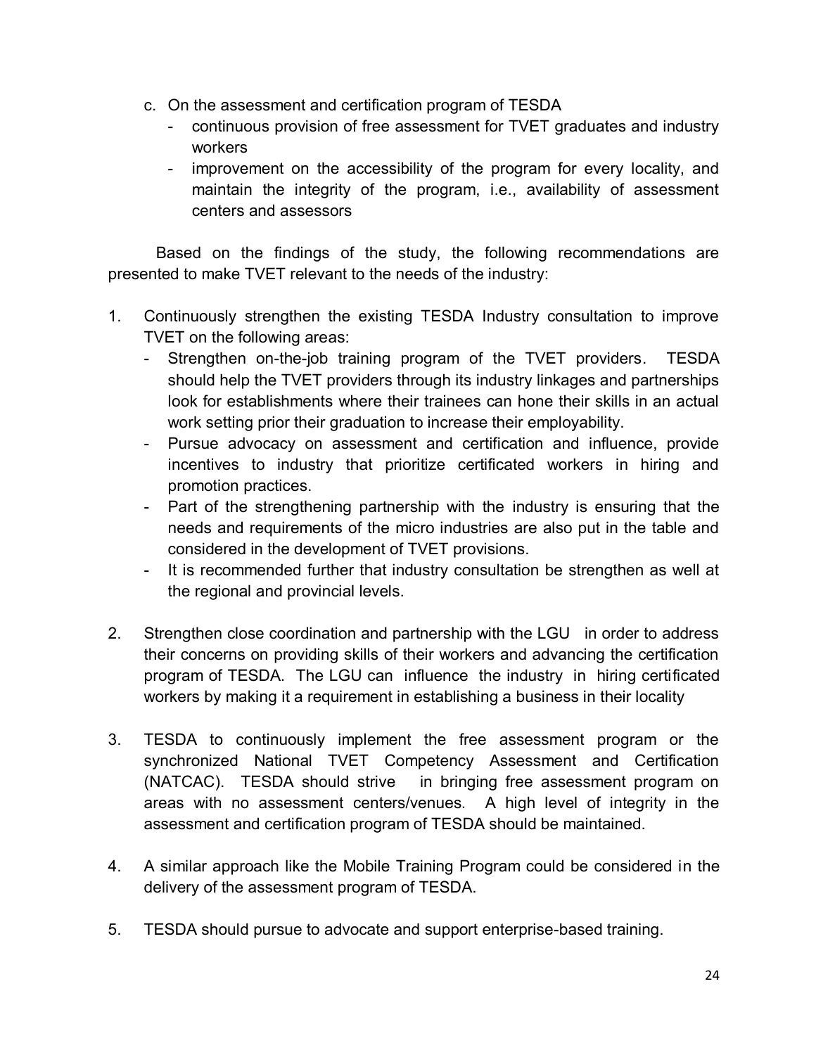c. On the assessment and certification program of TESDA
   - continuous provision of free assessment for TVET graduates and industry workers
   - improvement on the accessibility of the program for every locality, and maintain the integrity of the program, i.e., availability of assessment centers and assessors

Based on the findings of the study, the following recommendations are presented to make TVET relevant to the needs of the industry:

1. Continuously strengthen the existing TESDA Industry consultation to improve TVET on the following areas:
   - Strengthen on-the-job training program of the TVET providers. TESDA should help the TVET providers through its industry linkages and partnerships look for establishments where their trainees can hone their skills in an actual work setting prior their graduation to increase their employability.
   - Pursue advocacy on assessment and certification and influence, provide incentives to industry that prioritize certificated workers in hiring and promotion practices.
   - Part of the strengthening partnership with the industry is ensuring that the needs and requirements of the micro industries are also put in the table and considered in the development of TVET provisions.
   - It is recommended further that industry consultation be strengthen as well at the regional and provincial levels.

2. Strengthen close coordination and partnership with the LGU in order to address their concerns on providing skills of their workers and advancing the certification program of TESDA. The LGU can influence the industry in hiring certificated workers by making it a requirement in establishing a business in their locality

3. TESDA to continuously implement the free assessment program or the synchronized National TVET Competency Assessment and Certification (NATCAC). TESDA should strive in bringing free assessment program on areas with no assessment centers/venues. A high level of integrity in the assessment and certification program of TESDA should be maintained.

4. A similar approach like the Mobile Training Program could be considered in the delivery of the assessment program of TESDA.

5. TESDA should pursue to advocate and support enterprise-based training.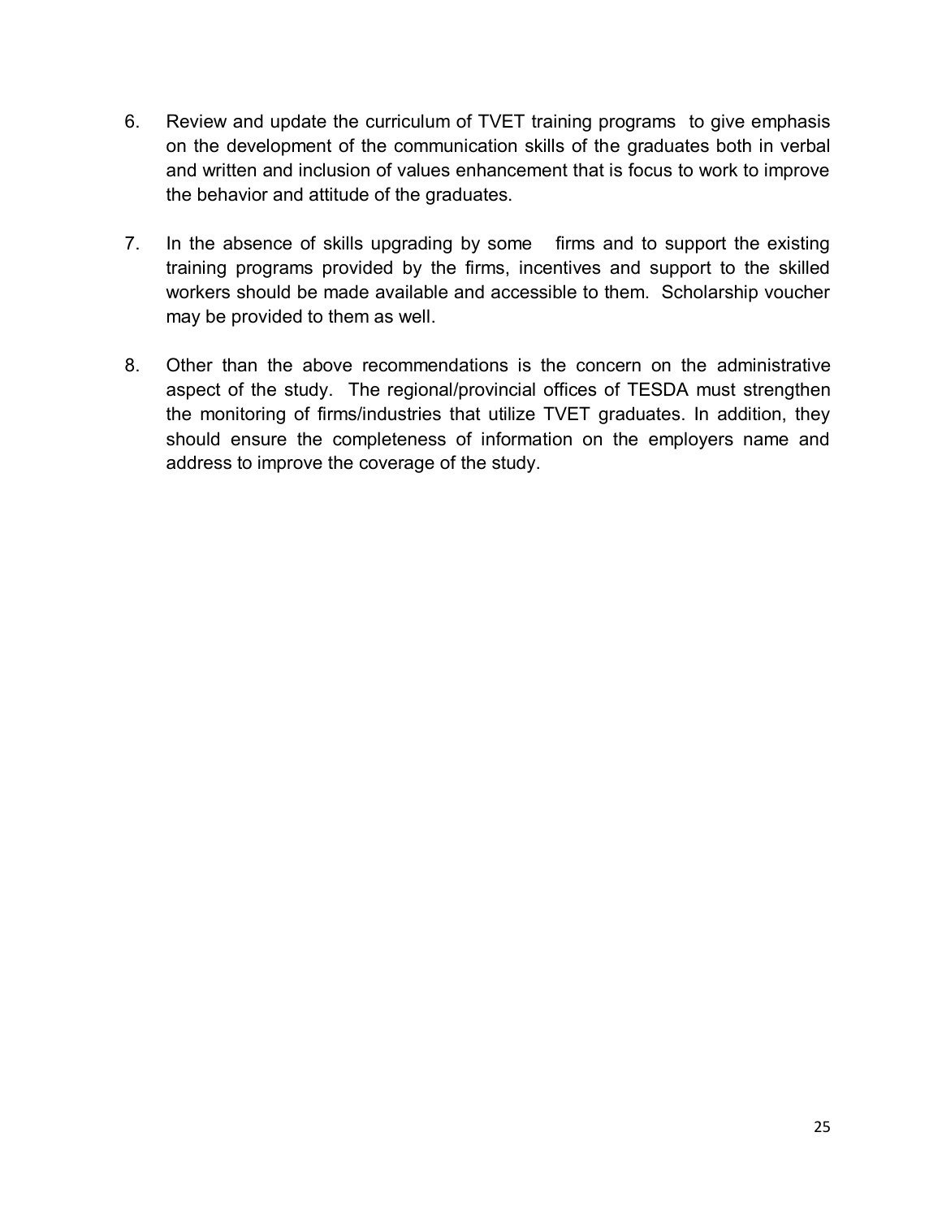6. Review and update the curriculum of TVET training programs to give emphasis on the development of the communication skills of the graduates both in verbal and written and inclusion of values enhancement that is focus to work to improve the behavior and attitude of the graduates.

7. In the absence of skills upgrading by some firms and to support the existing training programs provided by the firms, incentives and support to the skilled workers should be made available and accessible to them. Scholarship voucher may be provided to them as well.

8. Other than the above recommendations is the concern on the administrative aspect of the study. The regional/provincial offices of TESDA must strengthen the monitoring of firms/industries that utilize TVET graduates. In addition, they should ensure the completeness of information on the employers name and address to improve the coverage of the study.